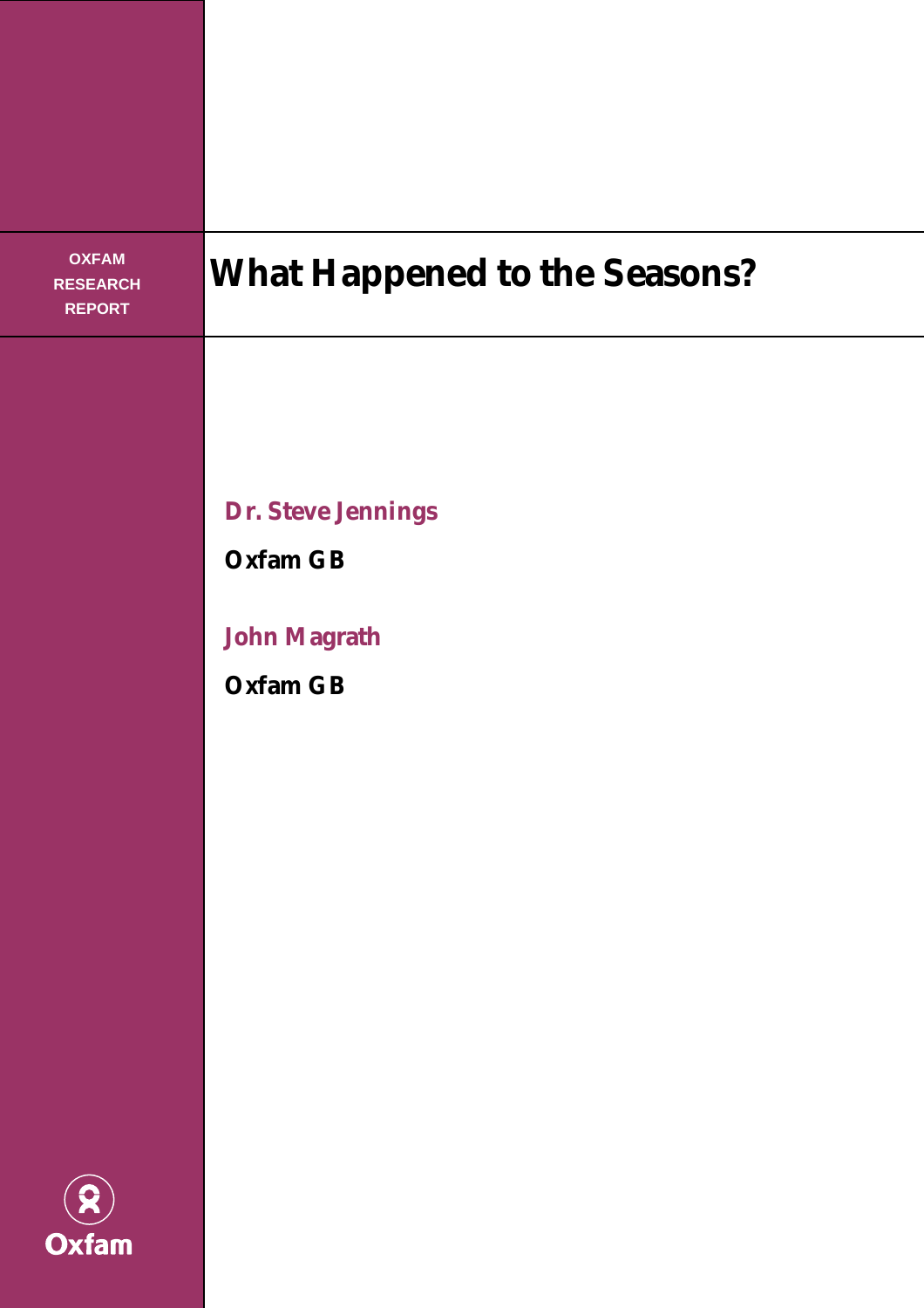OXFAM RESEARCH REPORT

# What Happened to the Seasons?

**Dr. Steve Jennings**

**Oxfam GB**

**John Magrath**

**Oxfam GB**

Oxfam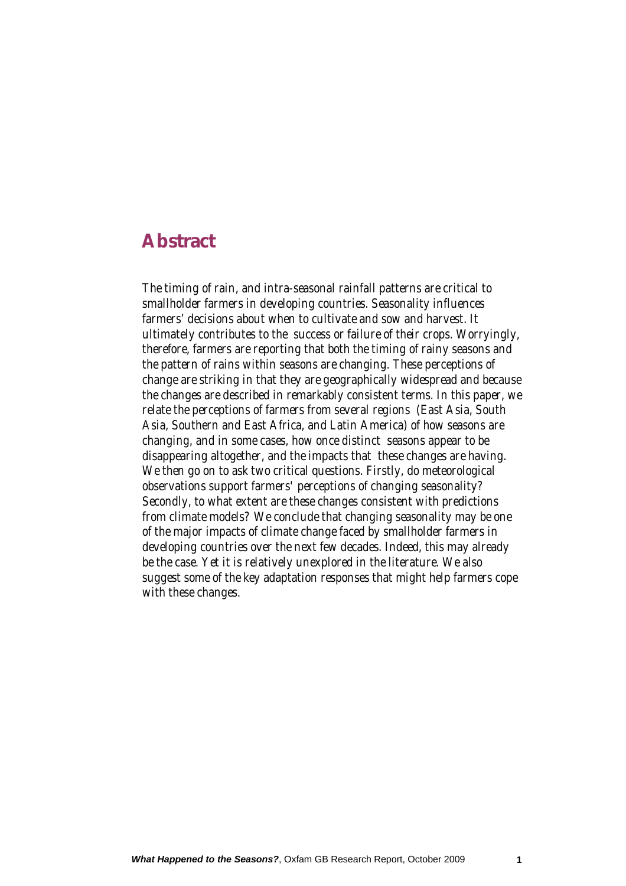# Abstract

The timing of rain, and intra-seasonal rainfall patterns are critical to smallholder farmers in developing countries. Seasonality influences farmers' decisions about when to cultivate and sow and harvest. It ultimately contributes to the success or failure of their crops. Worryingly, therefore, farmers are reporting that both the timing of rainy seasons and the pattern of rains within seasons are changing. These perceptions of change are striking in that they are geographically widespread and because the changes are described in remarkably consistent terms. In this paper, we relate the perceptions of farmers from several regions (East Asia, South Asia, Southern and East Africa, and Latin America) of how seasons are changing, and in some cases, how once distinct seasons appear to be disappearing altogether, and the impacts that these changes are having. We then go on to ask two critical questions. Firstly, do meteorological observations support farmers' perceptions of changing seasonality? Secondly, to what extent are these changes consistent with predictions from climate models? We conclude that changing seasonality may be one of the major impacts of climate change faced by smallholder farmers in developing countries over the next few decades. Indeed, this may already be the case. Yet it is relatively unexplored in the literature. We also suggest some of the key adaptation responses that might help farmers cope with these changes.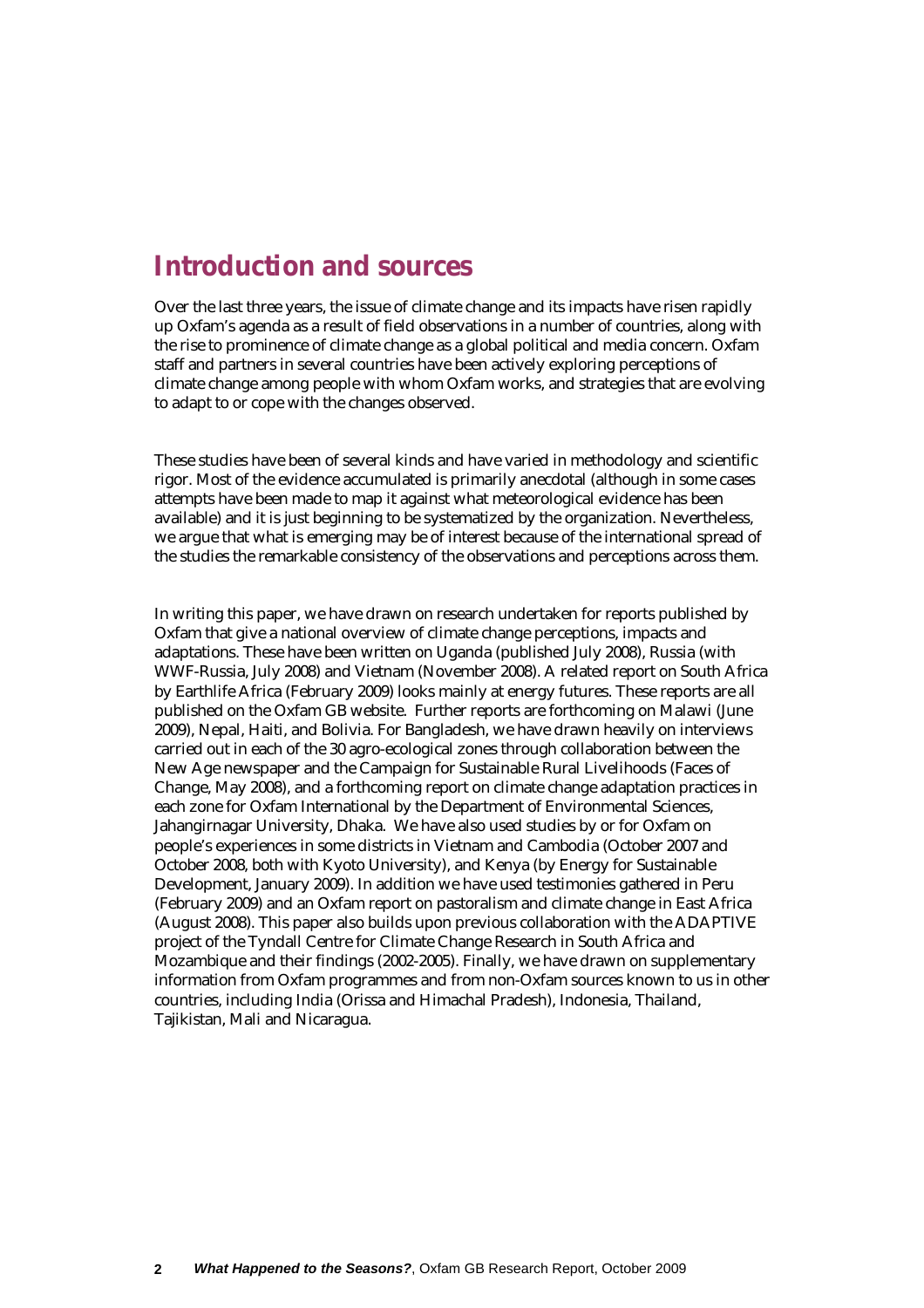# Introduction and sources

Over the last three years, the issue of climate change and its impacts have risen rapidly up Oxfam's agenda as a result of field observations in a number of countries, along with the rise to prominence of climate change as a global political and media concern. Oxfam staff and partners in several countries have been actively exploring perceptions of climate change among people with whom Oxfam works, and strategies that are evolving to adapt to or cope with the changes observed.

These studies have been of several kinds and have varied in methodology and scientific rigor. Most of the evidence accumulated is primarily anecdotal (although in some cases attempts have been made to map it against what meteorological evidence has been available) and it is just beginning to be systematized by the organization. Nevertheless, we argue that what is emerging may be of interest because of the international spread of the studies the remarkable consistency of the observations and perceptions across them.

In writing this paper, we have drawn on research undertaken for reports published by Oxfam that give a national overview of climate change perceptions, impacts and adaptations. These have been written on Uganda (published July 2008), Russia (with WWF-Russia, July 2008) and Vietnam (November 2008). A related report on South Africa by Earthlife Africa (February 2009) looks mainly at energy futures. These reports are all published on the Oxfam GB website. Further reports are forthcoming on Malawi (June 2009), Nepal, Haiti, and Bolivia. For Bangladesh, we have drawn heavily on interviews carried out in each of the 30 agro-ecological zones through collaboration between the New Age newspaper and the Campaign for Sustainable Rural Livelihoods (Faces of Change, May 2008), and a forthcoming report on climate change adaptation practices in each zone for Oxfam International by the Department of Environmental Sciences, Jahangirnagar University, Dhaka. We have also used studies by or for Oxfam on people's experiences in some districts in Vietnam and Cambodia (October 2007 and October 2008, both with Kyoto University), and Kenya (by Energy for Sustainable Development, January 2009). In addition we have used testimonies gathered in Peru (February 2009) and an Oxfam report on pastoralism and climate change in East Africa (August 2008). This paper also builds upon previous collaboration with the ADAPTIVE project of the Tyndall Centre for Climate Change Research in South Africa and Mozambique and their findings (2002-2005). Finally, we have drawn on supplementary information from Oxfam programmes and from non-Oxfam sources known to us in other countries, including India (Orissa and Himachal Pradesh), Indonesia, Thailand, Tajikistan, Mali and Nicaragua.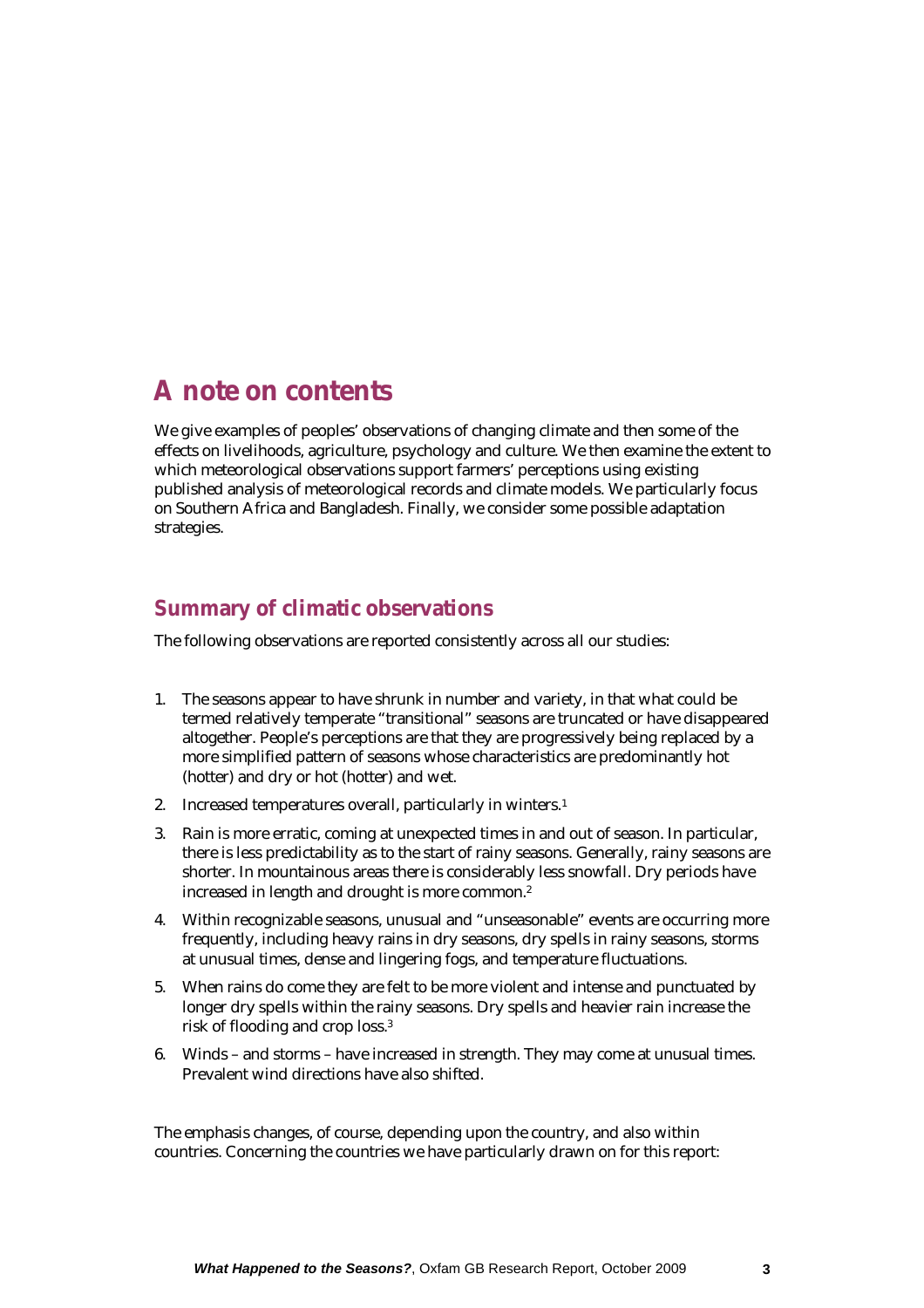# A note on contents

We give examples of peoples' observations of changing climate and then some of the effects on livelihoods, agriculture, psychology and culture. We then examine the extent to which meteorological observations support farmers' perceptions using existing published analysis of meteorological records and climate models. We particularly focus on Southern Africa and Bangladesh. Finally, we consider some possible adaptation strategies.

## Summary of climatic observations

The following observations are reported consistently across all our studies:

1. The seasons appear to have shrunk in number and variety, in that what could be termed relatively temperate "transitional" seasons are truncated or have disappeared altogether. People's perceptions are that they are progressively being replaced by a more simplified pattern of seasons whose characteristics are predominantly hot (hotter) and dry or hot (hotter) and wet.
2. Increased temperatures overall, particularly in winters.[1]
3. Rain is more erratic, coming at unexpected times in and out of season. In particular, there is less predictability as to the start of rainy seasons. Generally, rainy seasons are shorter. In mountainous areas there is considerably less snowfall. Dry periods have increased in length and drought is more common.[2]
4. Within recognizable seasons, unusual and "unseasonable" events are occurring more frequently, including heavy rains in dry seasons, dry spells in rainy seasons, storms at unusual times, dense and lingering fogs, and temperature fluctuations.
5. When rains do come they are felt to be more violent and intense and punctuated by longer dry spells within the rainy seasons. Dry spells and heavier rain increase the risk of flooding and crop loss.[3]
6. Winds – and storms – have increased in strength. They may come at unusual times. Prevalent wind directions have also shifted.

The emphasis changes, of course, depending upon the country, and also within countries. Concerning the countries we have particularly drawn on for this report: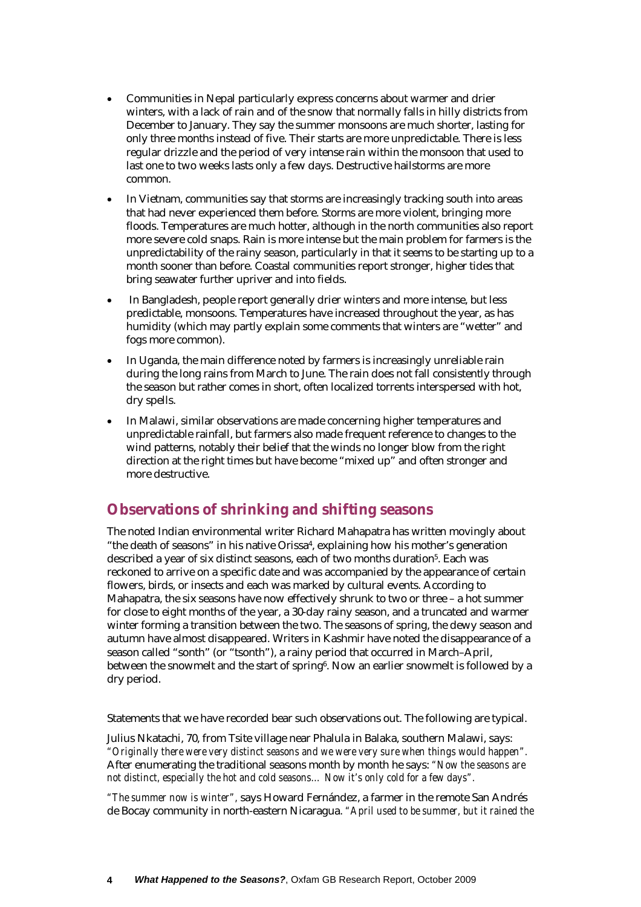- Communities in Nepal particularly express concerns about warmer and drier winters, with a lack of rain and of the snow that normally falls in hilly districts from December to January. They say the summer monsoons are much shorter, lasting for only three months instead of five. Their starts are more unpredictable. There is less regular drizzle and the period of very intense rain within the monsoon that used to last one to two weeks lasts only a few days. Destructive hailstorms are more common.
- In Vietnam, communities say that storms are increasingly tracking south into areas that had never experienced them before. Storms are more violent, bringing more floods. Temperatures are much hotter, although in the north communities also report more severe cold snaps. Rain is more intense but the main problem for farmers is the unpredictability of the rainy season, particularly in that it seems to be starting up to a month sooner than before. Coastal communities report stronger, higher tides that bring seawater further upriver and into fields.
- In Bangladesh, people report generally drier winters and more intense, but less predictable, monsoons. Temperatures have increased throughout the year, as has humidity (which may partly explain some comments that winters are "wetter" and fogs more common).
- In Uganda, the main difference noted by farmers is increasingly unreliable rain during the long rains from March to June. The rain does not fall consistently through the season but rather comes in short, often localized torrents interspersed with hot, dry spells.
- In Malawi, similar observations are made concerning higher temperatures and unpredictable rainfall, but farmers also made frequent reference to changes to the wind patterns, notably their belief that the winds no longer blow from the right direction at the right times but have become "mixed up" and often stronger and more destructive.

## Observations of shrinking and shifting seasons

The noted Indian environmental writer Richard Mahapatra has written movingly about "the death of seasons" in his native Orissa[4], explaining how his mother's generation described a year of six distinct seasons, each of two months duration[5]. Each was reckoned to arrive on a specific date and was accompanied by the appearance of certain flowers, birds, or insects and each was marked by cultural events. According to Mahapatra, the six seasons have now effectively shrunk to two or three – a hot summer for close to eight months of the year, a 30-day rainy season, and a truncated and warmer winter forming a transition between the two. The seasons of spring, the dewy season and autumn have almost disappeared. Writers in Kashmir have noted the disappearance of a season called "sonth" (or "tsonth"), a rainy period that occurred in March–April, between the snowmelt and the start of spring[6]. Now an earlier snowmelt is followed by a dry period.

Statements that we have recorded bear such observations out. The following are typical.

Julius Nkatachi, 70, from Tsite village near Phalula in Balaka, southern Malawi, says: *"Originally there were very distinct seasons and we were very sure when things would happen".* After enumerating the traditional seasons month by month he says: *"Now the seasons are not distinct, especially the hot and cold seasons… Now it's only cold for a few days".*

*"The summer now is winter",* says Howard Fernández, a farmer in the remote San Andrés de Bocay community in north-eastern Nicaragua. *"April used to be summer, but it rained the*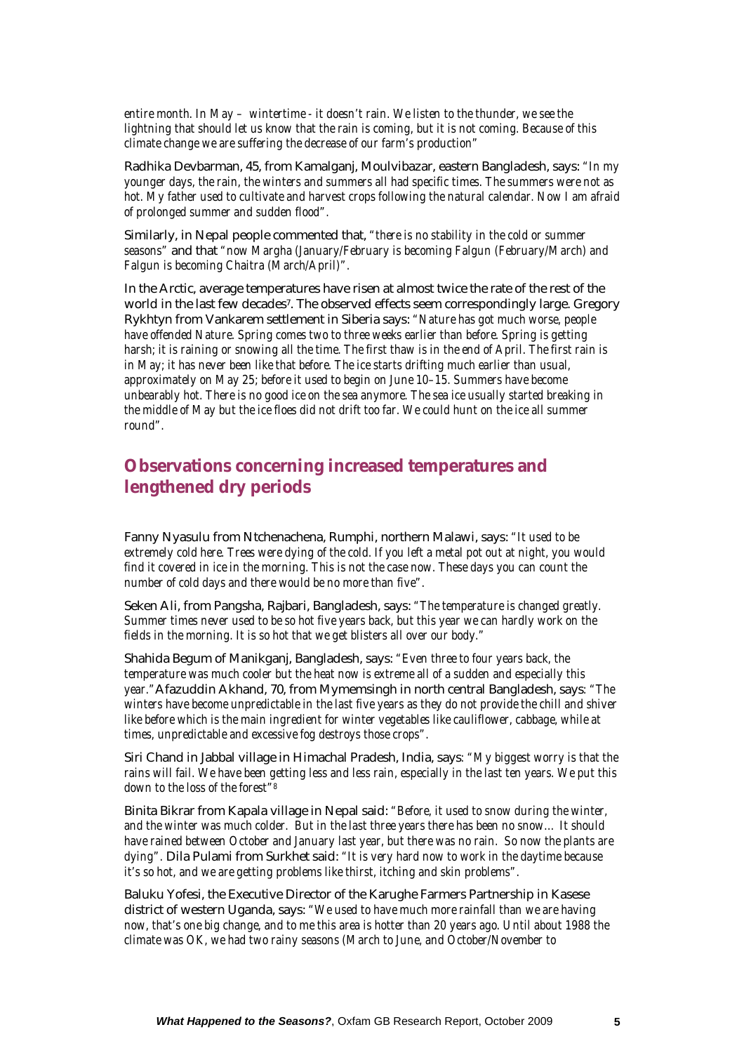entire month. In May – wintertime - it doesn't rain. We listen to the thunder, we see the lightning that should let us know that the rain is coming, but it is not coming. Because of this climate change we are suffering the decrease of our farm's production"

Radhika Devbarman, 45, from Kamalganj, Moulvibazar, eastern Bangladesh, says: *"In my younger days, the rain, the winters and summers all had specific times. The summers were not as hot. My father used to cultivate and harvest crops following the natural calendar. Now I am afraid of prolonged summer and sudden flood".*

Similarly, in Nepal people commented that, *"there is no stability in the cold or summer seasons"* and that *"now Margha (January/February is becoming Falgun (February/March) and Falgun is becoming Chaitra (March/April)".*

In the Arctic, average temperatures have risen at almost twice the rate of the rest of the world in the last few decades[7]. The observed effects seem correspondingly large. Gregory Rykhtyn from Vankarem settlement in Siberia says: *"Nature has got much worse, people have offended Nature. Spring comes two to three weeks earlier than before. Spring is getting harsh; it is raining or snowing all the time. The first thaw is in the end of April. The first rain is in May; it has never been like that before. The ice starts drifting much earlier than usual, approximately on May 25; before it used to begin on June 10–15. Summers have become unbearably hot. There is no good ice on the sea anymore. The sea ice usually started breaking in the middle of May but the ice floes did not drift too far. We could hunt on the ice all summer round".*

## Observations concerning increased temperatures and lengthened dry periods

Fanny Nyasulu from Ntchenachena, Rumphi, northern Malawi, says: *"It used to be extremely cold here. Trees were dying of the cold. If you left a metal pot out at night, you would find it covered in ice in the morning. This is not the case now. These days you can count the number of cold days and there would be no more than five".*

Seken Ali, from Pangsha, Rajbari, Bangladesh, says: *"The temperature is changed greatly. Summer times never used to be so hot five years back, but this year we can hardly work on the fields in the morning. It is so hot that we get blisters all over our body."*

Shahida Begum of Manikganj, Bangladesh, says: *"Even three to four years back, the temperature was much cooler but the heat now is extreme all of a sudden and especially this year."* Afazuddin Akhand, 70, from Mymemsingh in north central Bangladesh, says: *"The winters have become unpredictable in the last five years as they do not provide the chill and shiver like before which is the main ingredient for winter vegetables like cauliflower, cabbage, while at times, unpredictable and excessive fog destroys those crops".*

Siri Chand in Jabbal village in Himachal Pradesh, India, says: *"My biggest worry is that the rains will fail. We have been getting less and less rain, especially in the last ten years. We put this down to the loss of the forest"*[8]

Binita Bikrar from Kapala village in Nepal said: *"Before, it used to snow during the winter, and the winter was much colder. But in the last three years there has been no snow… It should have rained between October and January last year, but there was no rain. So now the plants are dying".* Dila Pulami from Surkhet said: *"It is very hard now to work in the daytime because it's so hot, and we are getting problems like thirst, itching and skin problems".*

Baluku Yofesi, the Executive Director of the Karughe Farmers Partnership in Kasese district of western Uganda, says: *"We used to have much more rainfall than we are having now, that's one big change, and to me this area is hotter than 20 years ago. Until about 1988 the climate was OK, we had two rainy seasons (March to June, and October/November to*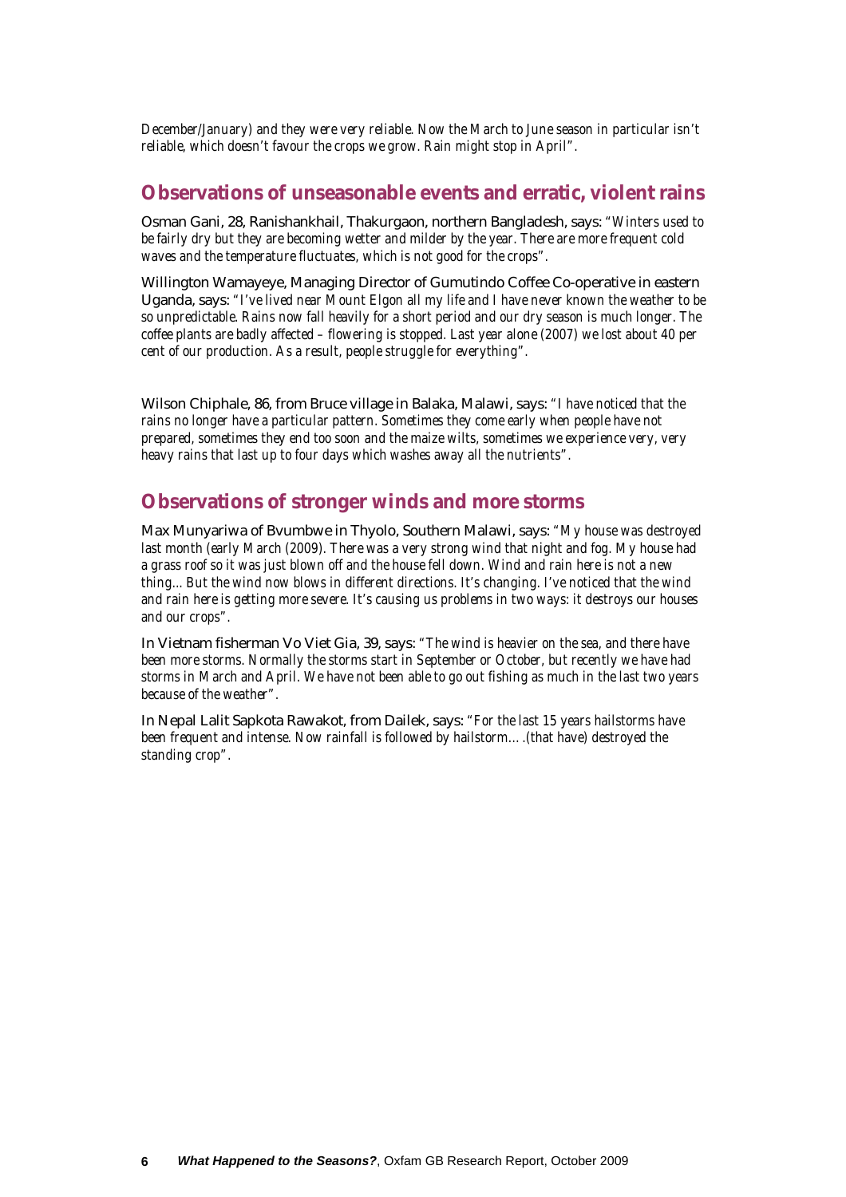December/January) and they were very reliable. Now the March to June season in particular isn't reliable, which doesn't favour the crops we grow. Rain might stop in April".*

## Observations of unseasonable events and erratic, violent rains

Osman Gani, 28, Ranishankhail, Thakurgaon, northern Bangladesh, says: *"Winters used to be fairly dry but they are becoming wetter and milder by the year. There are more frequent cold waves and the temperature fluctuates, which is not good for the crops".*

Willington Wamayeye, Managing Director of Gumutindo Coffee Co-operative in eastern Uganda, says: *"I've lived near Mount Elgon all my life and I have never known the weather to be so unpredictable. Rains now fall heavily for a short period and our dry season is much longer. The coffee plants are badly affected – flowering is stopped. Last year alone (2007) we lost about 40 per cent of our production. As a result, people struggle for everything".*

Wilson Chiphale, 86, from Bruce village in Balaka, Malawi, says: *"I have noticed that the rains no longer have a particular pattern. Sometimes they come early when people have not prepared, sometimes they end too soon and the maize wilts, sometimes we experience very, very heavy rains that last up to four days which washes away all the nutrients".*

## Observations of stronger winds and more storms

Max Munyariwa of Bvumbwe in Thyolo, Southern Malawi, says: *"My house was destroyed last month (early March (2009). There was a very strong wind that night and fog. My house had a grass roof so it was just blown off and the house fell down. Wind and rain here is not a new thing... But the wind now blows in different directions. It's changing. I've noticed that the wind and rain here is getting more severe. It's causing us problems in two ways: it destroys our houses and our crops".*

In Vietnam fisherman Vo Viet Gia, 39, says: *"The wind is heavier on the sea, and there have been more storms. Normally the storms start in September or October, but recently we have had storms in March and April. We have not been able to go out fishing as much in the last two years because of the weather".*

In Nepal Lalit Sapkota Rawakot, from Dailek, says: *"For the last 15 years hailstorms have been frequent and intense. Now rainfall is followed by hailstorm….(that have) destroyed the standing crop".*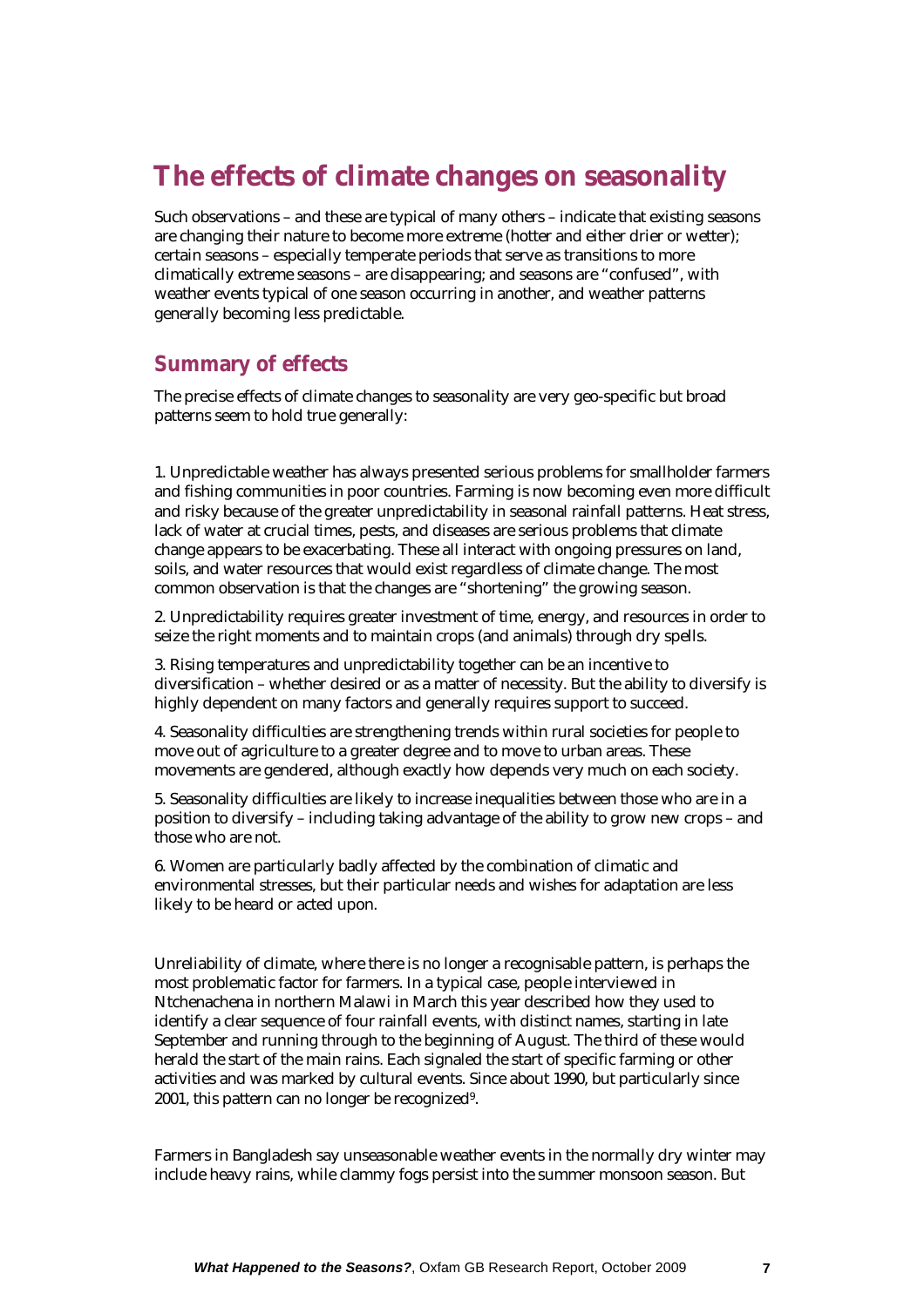# The effects of climate changes on seasonality

Such observations – and these are typical of many others – indicate that existing seasons are changing their nature to become more extreme (hotter and either drier or wetter); certain seasons – especially temperate periods that serve as transitions to more climatically extreme seasons – are disappearing; and seasons are "confused", with weather events typical of one season occurring in another, and weather patterns generally becoming less predictable.

## Summary of effects

The precise effects of climate changes to seasonality are very geo-specific but broad patterns seem to hold true generally:

1. Unpredictable weather has always presented serious problems for smallholder farmers and fishing communities in poor countries. Farming is now becoming even more difficult and risky because of the greater unpredictability in seasonal rainfall patterns. Heat stress, lack of water at crucial times, pests, and diseases are serious problems that climate change appears to be exacerbating. These all interact with ongoing pressures on land, soils, and water resources that would exist regardless of climate change. The most common observation is that the changes are "shortening" the growing season.

2. Unpredictability requires greater investment of time, energy, and resources in order to seize the right moments and to maintain crops (and animals) through dry spells.

3. Rising temperatures and unpredictability together can be an incentive to diversification – whether desired or as a matter of necessity. But the ability to diversify is highly dependent on many factors and generally requires support to succeed.

4. Seasonality difficulties are strengthening trends within rural societies for people to move out of agriculture to a greater degree and to move to urban areas. These movements are gendered, although exactly how depends very much on each society.

5. Seasonality difficulties are likely to increase inequalities between those who are in a position to diversify – including taking advantage of the ability to grow new crops – and those who are not.

6. Women are particularly badly affected by the combination of climatic and environmental stresses, but their particular needs and wishes for adaptation are less likely to be heard or acted upon.

Unreliability of climate, where there is no longer a recognisable pattern, is perhaps the most problematic factor for farmers. In a typical case, people interviewed in Ntchenachena in northern Malawi in March this year described how they used to identify a clear sequence of four rainfall events, with distinct names, starting in late September and running through to the beginning of August. The third of these would herald the start of the main rains. Each signaled the start of specific farming or other activities and was marked by cultural events. Since about 1990, but particularly since 2001, this pattern can no longer be recognized[9].

Farmers in Bangladesh say unseasonable weather events in the normally dry winter may include heavy rains, while clammy fogs persist into the summer monsoon season. But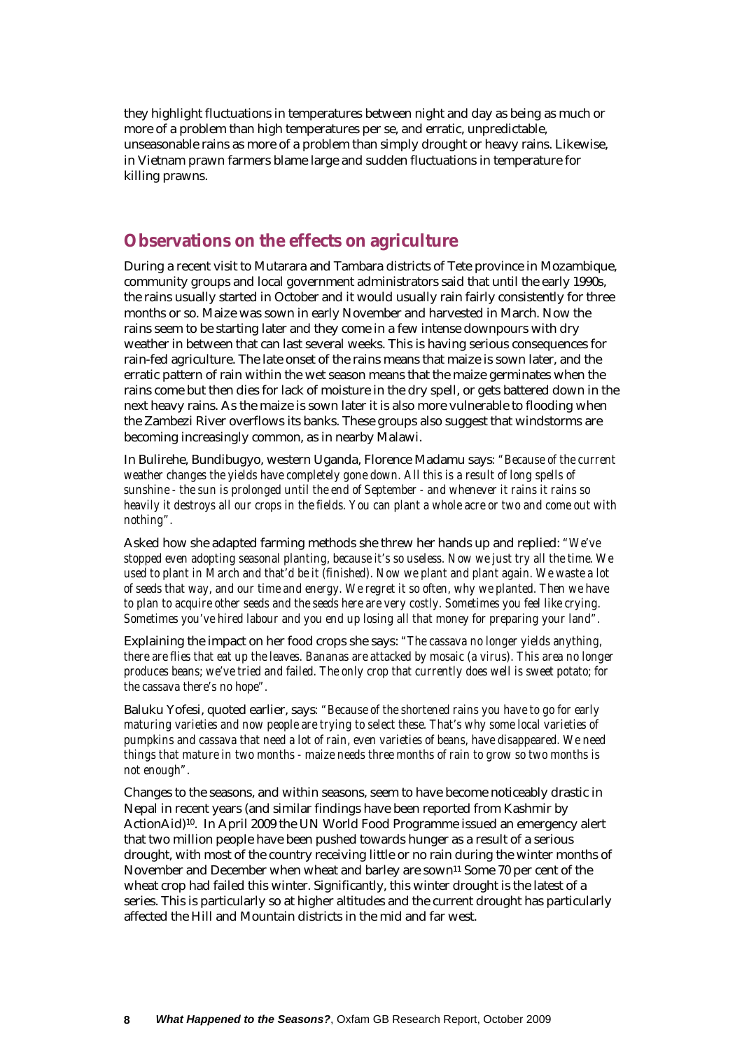they highlight fluctuations in temperatures between night and day as being as much or more of a problem than high temperatures per se, and erratic, unpredictable, unseasonable rains as more of a problem than simply drought or heavy rains. Likewise, in Vietnam prawn farmers blame large and sudden fluctuations in temperature for killing prawns.

## Observations on the effects on agriculture

During a recent visit to Mutarara and Tambara districts of Tete province in Mozambique, community groups and local government administrators said that until the early 1990s, the rains usually started in October and it would usually rain fairly consistently for three months or so. Maize was sown in early November and harvested in March. Now the rains seem to be starting later and they come in a few intense downpours with dry weather in between that can last several weeks. This is having serious consequences for rain-fed agriculture. The late onset of the rains means that maize is sown later, and the erratic pattern of rain within the wet season means that the maize germinates when the rains come but then dies for lack of moisture in the dry spell, or gets battered down in the next heavy rains. As the maize is sown later it is also more vulnerable to flooding when the Zambezi River overflows its banks. These groups also suggest that windstorms are becoming increasingly common, as in nearby Malawi.

In Bulirehe, Bundibugyo, western Uganda, Florence Madamu says: *"Because of the current weather changes the yields have completely gone down. All this is a result of long spells of sunshine - the sun is prolonged until the end of September - and whenever it rains it rains so heavily it destroys all our crops in the fields. You can plant a whole acre or two and come out with nothing".*

Asked how she adapted farming methods she threw her hands up and replied: *"We've stopped even adopting seasonal planting, because it's so useless. Now we just try all the time. We used to plant in March and that'd be it (finished). Now we plant and plant again. We waste a lot of seeds that way, and our time and energy. We regret it so often, why we planted. Then we have to plan to acquire other seeds and the seeds here are very costly. Sometimes you feel like crying. Sometimes you've hired labour and you end up losing all that money for preparing your land".*

Explaining the impact on her food crops she says: *"The cassava no longer yields anything, there are flies that eat up the leaves. Bananas are attacked by mosaic (a virus). This area no longer produces beans; we've tried and failed. The only crop that currently does well is sweet potato; for the cassava there's no hope".*

Baluku Yofesi, quoted earlier, says: *"Because of the shortened rains you have to go for early maturing varieties and now people are trying to select these. That's why some local varieties of pumpkins and cassava that need a lot of rain, even varieties of beans, have disappeared. We need things that mature in two months - maize needs three months of rain to grow so two months is not enough".*

Changes to the seasons, and within seasons, seem to have become noticeably drastic in Nepal in recent years (and similar findings have been reported from Kashmir by ActionAid)[10]. In April 2009 the UN World Food Programme issued an emergency alert that two million people have been pushed towards hunger as a result of a serious drought, with most of the country receiving little or no rain during the winter months of November and December when wheat and barley are sown[11] Some 70 per cent of the wheat crop had failed this winter. Significantly, this winter drought is the latest of a series. This is particularly so at higher altitudes and the current drought has particularly affected the Hill and Mountain districts in the mid and far west.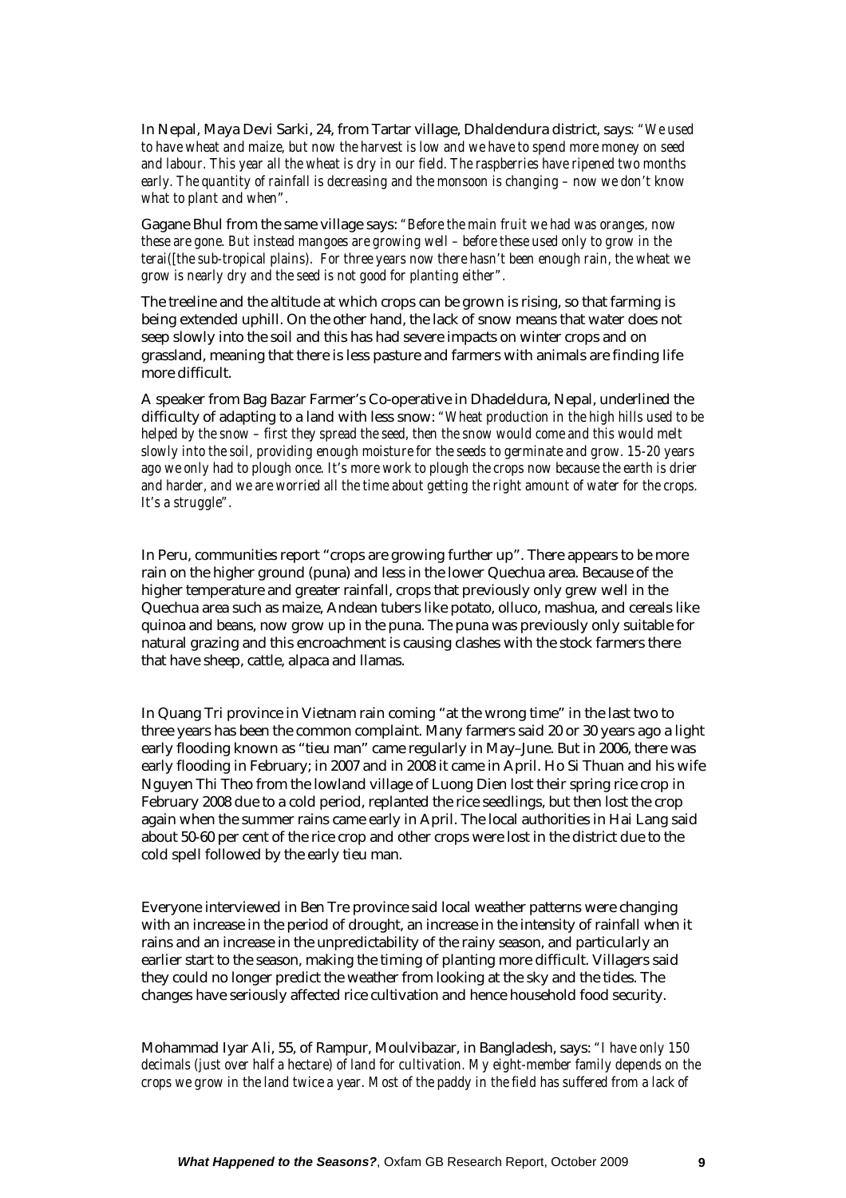In Nepal, Maya Devi Sarki, 24, from Tartar village, Dhaldendura district, says: *"We used to have wheat and maize, but now the harvest is low and we have to spend more money on seed and labour. This year all the wheat is dry in our field. The raspberries have ripened two months early. The quantity of rainfall is decreasing and the monsoon is changing – now we don't know what to plant and when".*

Gagane Bhul from the same village says: *"Before the main fruit we had was oranges, now these are gone. But instead mangoes are growing well – before these used only to grow in the terai([the sub-tropical plains). For three years now there hasn't been enough rain, the wheat we grow is nearly dry and the seed is not good for planting either".*

The treeline and the altitude at which crops can be grown is rising, so that farming is being extended uphill. On the other hand, the lack of snow means that water does not seep slowly into the soil and this has had severe impacts on winter crops and on grassland, meaning that there is less pasture and farmers with animals are finding life more difficult.

A speaker from Bag Bazar Farmer's Co-operative in Dhadeldura, Nepal, underlined the difficulty of adapting to a land with less snow: *"Wheat production in the high hills used to be helped by the snow – first they spread the seed, then the snow would come and this would melt slowly into the soil, providing enough moisture for the seeds to germinate and grow. 15-20 years ago we only had to plough once. It's more work to plough the crops now because the earth is drier and harder, and we are worried all the time about getting the right amount of water for the crops. It's a struggle".*

In Peru, communities report "crops are growing further up". There appears to be more rain on the higher ground (puna) and less in the lower Quechua area. Because of the higher temperature and greater rainfall, crops that previously only grew well in the Quechua area such as maize, Andean tubers like potato, olluco, mashua, and cereals like quinoa and beans, now grow up in the puna. The puna was previously only suitable for natural grazing and this encroachment is causing clashes with the stock farmers there that have sheep, cattle, alpaca and llamas.

In Quang Tri province in Vietnam rain coming "at the wrong time" in the last two to three years has been the common complaint. Many farmers said 20 or 30 years ago a light early flooding known as "tieu man" came regularly in May–June. But in 2006, there was early flooding in February; in 2007 and in 2008 it came in April. Ho Si Thuan and his wife Nguyen Thi Theo from the lowland village of Luong Dien lost their spring rice crop in February 2008 due to a cold period, replanted the rice seedlings, but then lost the crop again when the summer rains came early in April. The local authorities in Hai Lang said about 50-60 per cent of the rice crop and other crops were lost in the district due to the cold spell followed by the early tieu man.

Everyone interviewed in Ben Tre province said local weather patterns were changing with an increase in the period of drought, an increase in the intensity of rainfall when it rains and an increase in the unpredictability of the rainy season, and particularly an earlier start to the season, making the timing of planting more difficult. Villagers said they could no longer predict the weather from looking at the sky and the tides. The changes have seriously affected rice cultivation and hence household food security.

Mohammad Iyar Ali, 55, of Rampur, Moulvibazar, in Bangladesh, says: *"I have only 150 decimals (just over half a hectare) of land for cultivation. My eight-member family depends on the crops we grow in the land twice a year. Most of the paddy in the field has suffered from a lack of*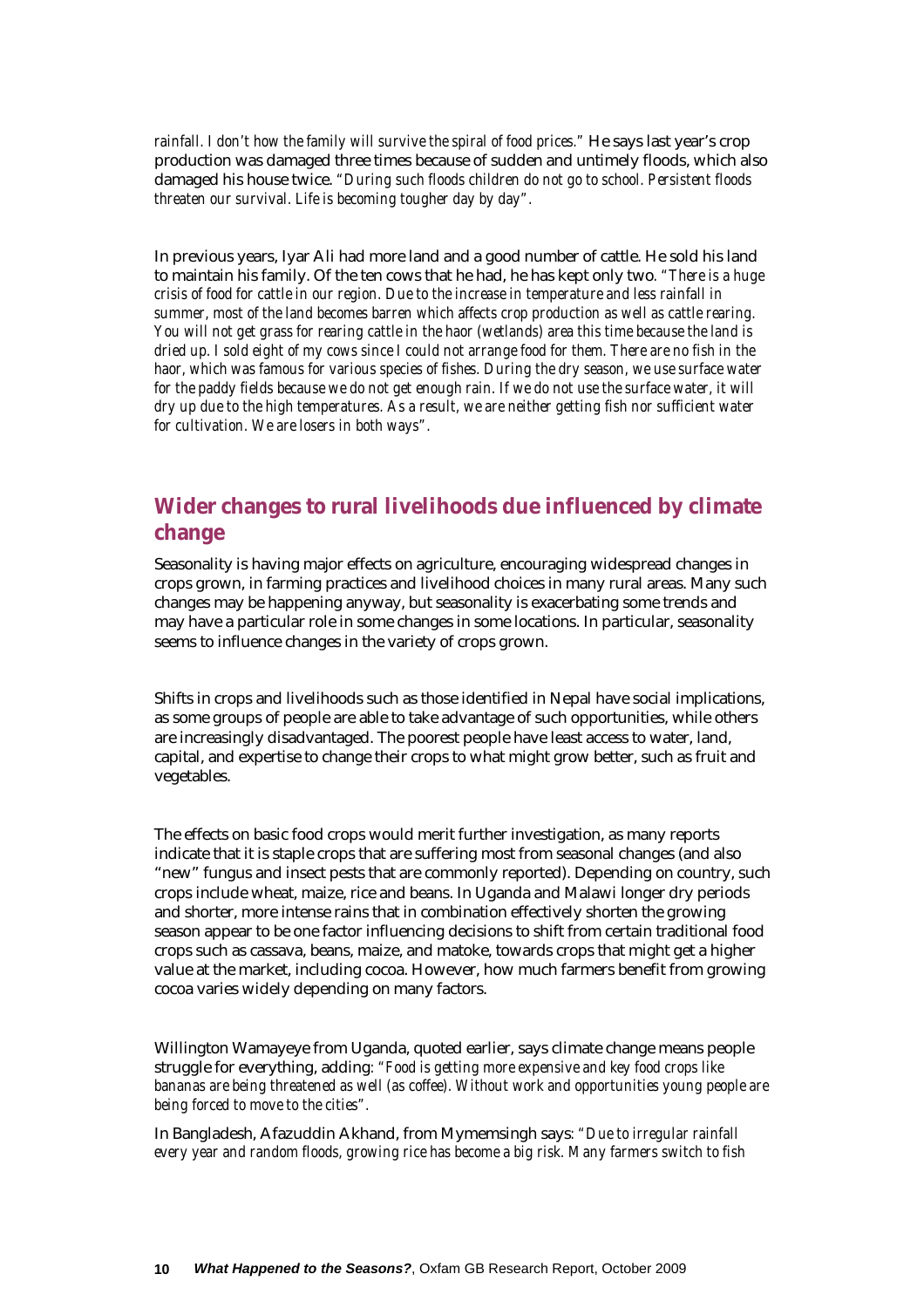*rainfall. I don't how the family will survive the spiral of food prices."* He says last year's crop production was damaged three times because of sudden and untimely floods, which also damaged his house twice. *"During such floods children do not go to school. Persistent floods threaten our survival. Life is becoming tougher day by day".*

In previous years, Iyar Ali had more land and a good number of cattle. He sold his land to maintain his family. Of the ten cows that he had, he has kept only two. *"There is a huge crisis of food for cattle in our region. Due to the increase in temperature and less rainfall in summer, most of the land becomes barren which affects crop production as well as cattle rearing. You will not get grass for rearing cattle in the haor (wetlands) area this time because the land is dried up. I sold eight of my cows since I could not arrange food for them. There are no fish in the haor, which was famous for various species of fishes. During the dry season, we use surface water for the paddy fields because we do not get enough rain. If we do not use the surface water, it will dry up due to the high temperatures. As a result, we are neither getting fish nor sufficient water for cultivation. We are losers in both ways".*

## Wider changes to rural livelihoods due influenced by climate change

Seasonality is having major effects on agriculture, encouraging widespread changes in crops grown, in farming practices and livelihood choices in many rural areas. Many such changes may be happening anyway, but seasonality is exacerbating some trends and may have a particular role in some changes in some locations. In particular, seasonality seems to influence changes in the variety of crops grown.

Shifts in crops and livelihoods such as those identified in Nepal have social implications, as some groups of people are able to take advantage of such opportunities, while others are increasingly disadvantaged. The poorest people have least access to water, land, capital, and expertise to change their crops to what might grow better, such as fruit and vegetables.

The effects on basic food crops would merit further investigation, as many reports indicate that it is staple crops that are suffering most from seasonal changes (and also "new" fungus and insect pests that are commonly reported). Depending on country, such crops include wheat, maize, rice and beans. In Uganda and Malawi longer dry periods and shorter, more intense rains that in combination effectively shorten the growing season appear to be one factor influencing decisions to shift from certain traditional food crops such as cassava, beans, maize, and matoke, towards crops that might get a higher value at the market, including cocoa. However, how much farmers benefit from growing cocoa varies widely depending on many factors.

Willington Wamayeye from Uganda, quoted earlier, says climate change means people struggle for everything, adding: *"Food is getting more expensive and key food crops like bananas are being threatened as well (as coffee). Without work and opportunities young people are being forced to move to the cities".*

In Bangladesh, Afazuddin Akhand, from Mymemsingh says: *"Due to irregular rainfall every year and random floods, growing rice has become a big risk. Many farmers switch to fish*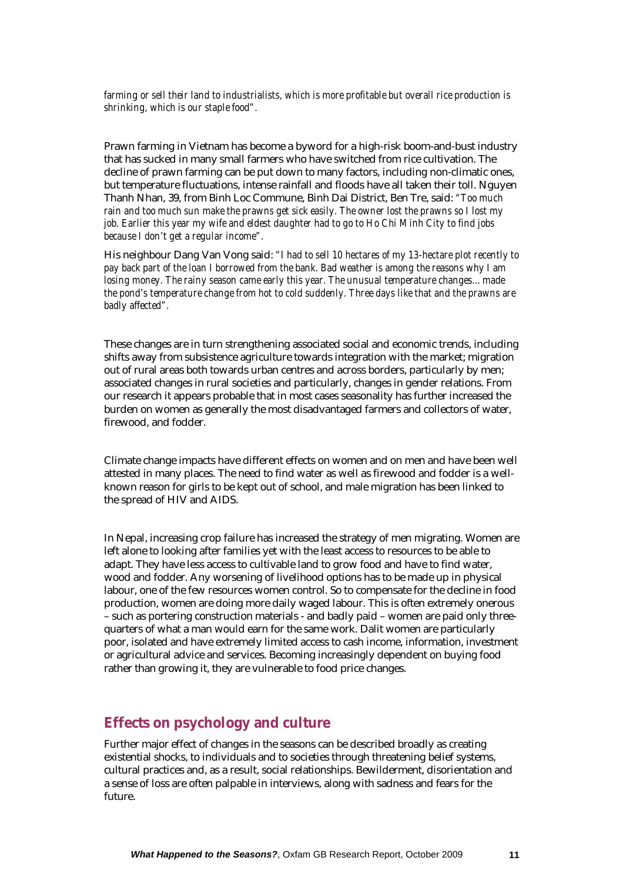*farming or sell their land to industrialists, which is more profitable but overall rice production is shrinking, which is our staple food".*

Prawn farming in Vietnam has become a byword for a high-risk boom-and-bust industry that has sucked in many small farmers who have switched from rice cultivation. The decline of prawn farming can be put down to many factors, including non-climatic ones, but temperature fluctuations, intense rainfall and floods have all taken their toll. Nguyen Thanh Nhan, 39, from Binh Loc Commune, Binh Dai District, Ben Tre, said: *"Too much rain and too much sun make the prawns get sick easily. The owner lost the prawns so I lost my job. Earlier this year my wife and eldest daughter had to go to Ho Chi Minh City to find jobs because I don't get a regular income".*

His neighbour Dang Van Vong said: *"I had to sell 10 hectares of my 13-hectare plot recently to pay back part of the loan I borrowed from the bank. Bad weather is among the reasons why I am losing money. The rainy season came early this year. The unusual temperature changes…made the pond's temperature change from hot to cold suddenly. Three days like that and the prawns are badly affected".*

These changes are in turn strengthening associated social and economic trends, including shifts away from subsistence agriculture towards integration with the market; migration out of rural areas both towards urban centres and across borders, particularly by men; associated changes in rural societies and particularly, changes in gender relations. From our research it appears probable that in most cases seasonality has further increased the burden on women as generally the most disadvantaged farmers and collectors of water, firewood, and fodder.

Climate change impacts have different effects on women and on men and have been well attested in many places. The need to find water as well as firewood and fodder is a well-known reason for girls to be kept out of school, and male migration has been linked to the spread of HIV and AIDS.

In Nepal, increasing crop failure has increased the strategy of men migrating. Women are left alone to looking after families yet with the least access to resources to be able to adapt. They have less access to cultivable land to grow food and have to find water, wood and fodder. Any worsening of livelihood options has to be made up in physical labour, one of the few resources women control. So to compensate for the decline in food production, women are doing more daily waged labour. This is often extremely onerous – such as portering construction materials - and badly paid – women are paid only three-quarters of what a man would earn for the same work. Dalit women are particularly poor, isolated and have extremely limited access to cash income, information, investment or agricultural advice and services. Becoming increasingly dependent on buying food rather than growing it, they are vulnerable to food price changes.

## Effects on psychology and culture

Further major effect of changes in the seasons can be described broadly as creating existential shocks, to individuals and to societies through threatening belief systems, cultural practices and, as a result, social relationships. Bewilderment, disorientation and a sense of loss are often palpable in interviews, along with sadness and fears for the future.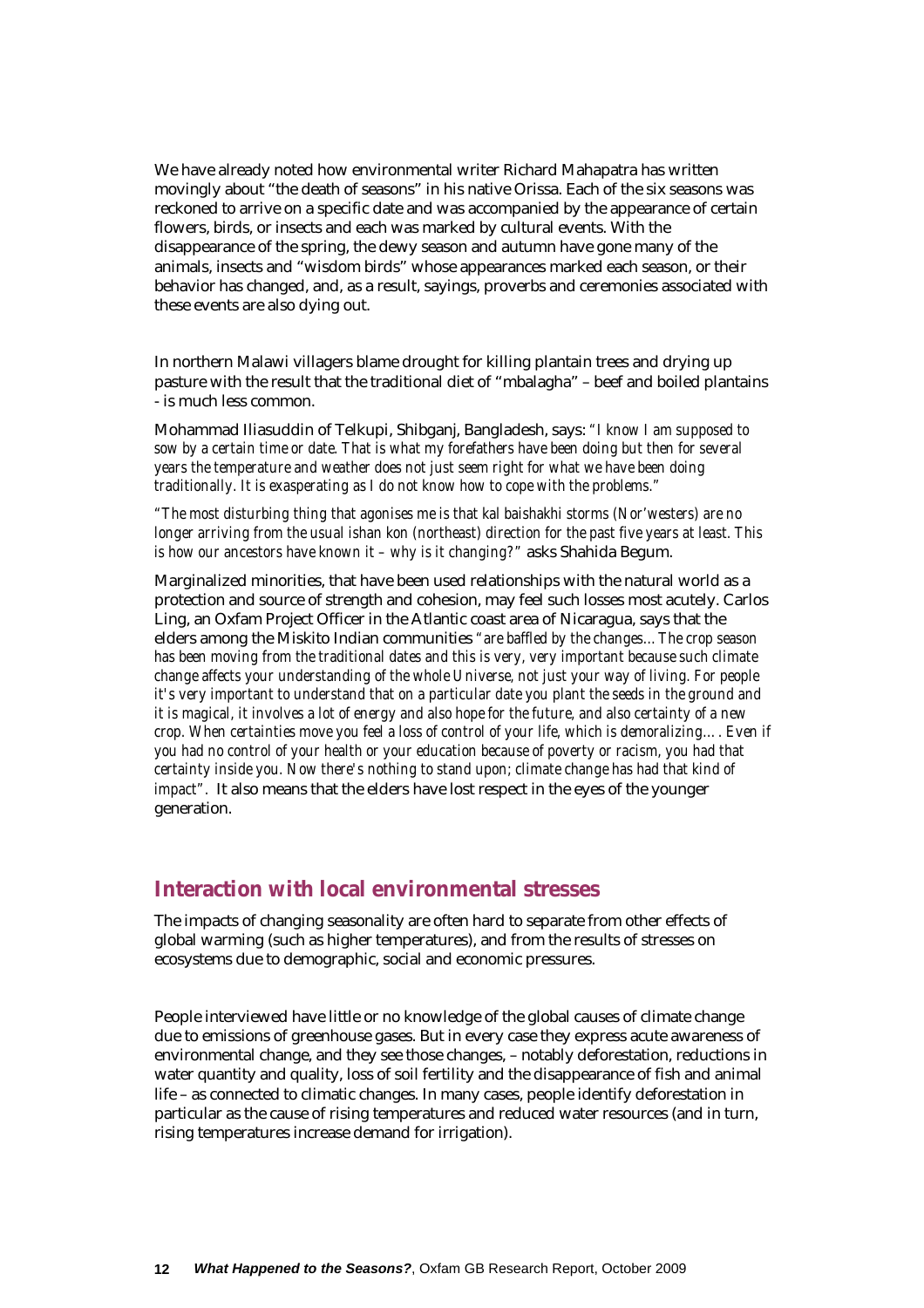We have already noted how environmental writer Richard Mahapatra has written movingly about "the death of seasons" in his native Orissa. Each of the six seasons was reckoned to arrive on a specific date and was accompanied by the appearance of certain flowers, birds, or insects and each was marked by cultural events. With the disappearance of the spring, the dewy season and autumn have gone many of the animals, insects and "wisdom birds" whose appearances marked each season, or their behavior has changed, and, as a result, sayings, proverbs and ceremonies associated with these events are also dying out.

In northern Malawi villagers blame drought for killing plantain trees and drying up pasture with the result that the traditional diet of "mbalagha" – beef and boiled plantains - is much less common.

Mohammad Iliasuddin of Telkupi, Shibganj, Bangladesh, says: *"I know I am supposed to sow by a certain time or date. That is what my forefathers have been doing but then for several years the temperature and weather does not just seem right for what we have been doing traditionally. It is exasperating as I do not know how to cope with the problems."*

*"The most disturbing thing that agonises me is that kal baishakhi storms (Nor'westers) are no longer arriving from the usual ishan kon (northeast) direction for the past five years at least. This is how our ancestors have known it – why is it changing?"* asks Shahida Begum.

Marginalized minorities, that have been used relationships with the natural world as a protection and source of strength and cohesion, may feel such losses most acutely. Carlos Ling, an Oxfam Project Officer in the Atlantic coast area of Nicaragua, says that the elders among the Miskito Indian communities *"are baffled by the changes... The crop season has been moving from the traditional dates and this is very, very important because such climate change affects your understanding of the whole Universe, not just your way of living. For people it's very important to understand that on a particular date you plant the seeds in the ground and it is magical, it involves a lot of energy and also hope for the future, and also certainty of a new crop. When certainties move you feel a loss of control of your life, which is demoralizing…. Even if you had no control of your health or your education because of poverty or racism, you had that certainty inside you. Now there's nothing to stand upon; climate change has had that kind of impact".* It also means that the elders have lost respect in the eyes of the younger generation.

## Interaction with local environmental stresses

The impacts of changing seasonality are often hard to separate from other effects of global warming (such as higher temperatures), and from the results of stresses on ecosystems due to demographic, social and economic pressures.

People interviewed have little or no knowledge of the global causes of climate change due to emissions of greenhouse gases. But in every case they express acute awareness of environmental change, and they see those changes, – notably deforestation, reductions in water quantity and quality, loss of soil fertility and the disappearance of fish and animal life – as connected to climatic changes. In many cases, people identify deforestation in particular as the cause of rising temperatures and reduced water resources (and in turn, rising temperatures increase demand for irrigation).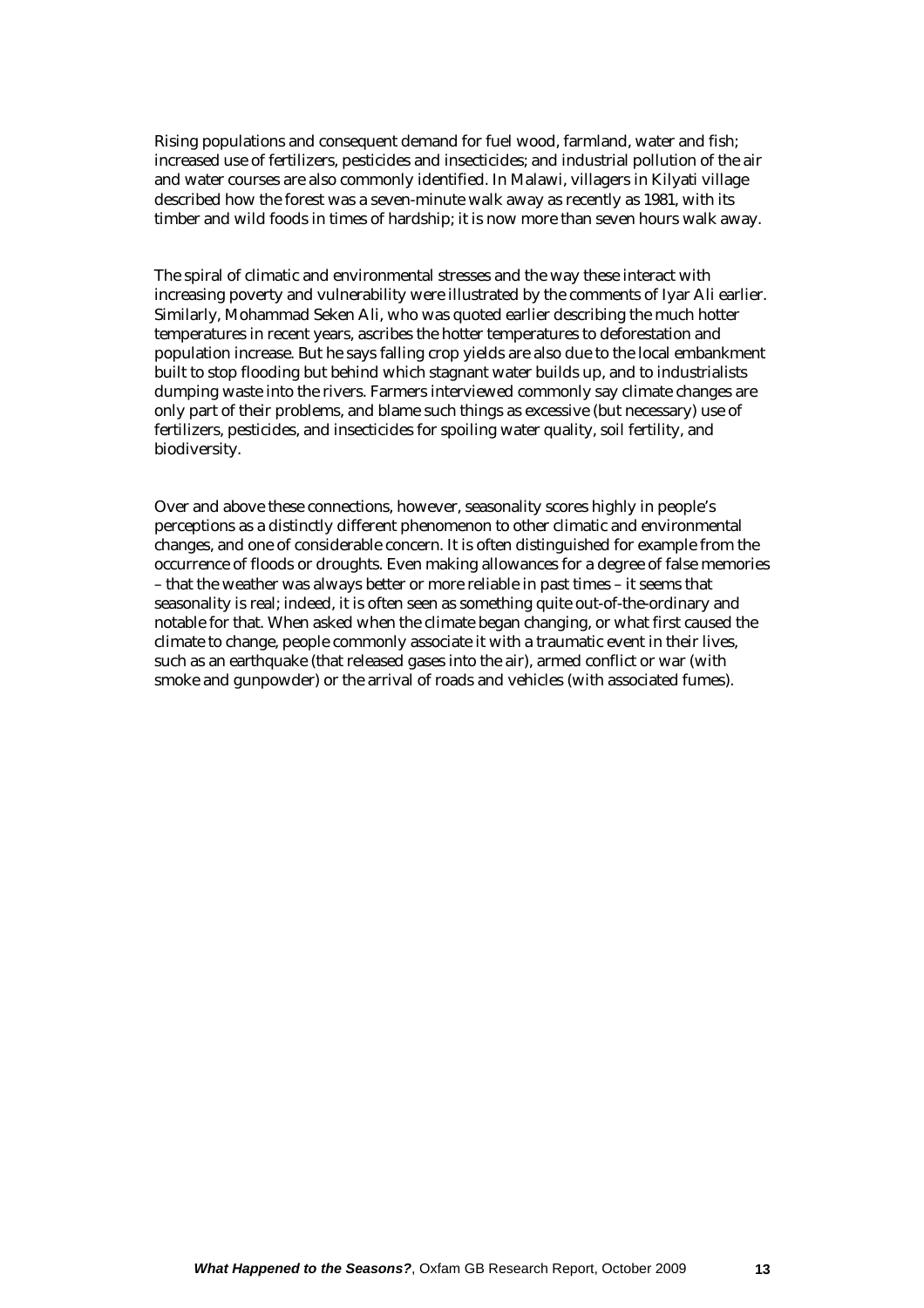Rising populations and consequent demand for fuel wood, farmland, water and fish; increased use of fertilizers, pesticides and insecticides; and industrial pollution of the air and water courses are also commonly identified. In Malawi, villagers in Kilyati village described how the forest was a seven-minute walk away as recently as 1981, with its timber and wild foods in times of hardship; it is now more than seven hours walk away.

The spiral of climatic and environmental stresses and the way these interact with increasing poverty and vulnerability were illustrated by the comments of Iyar Ali earlier. Similarly, Mohammad Seken Ali, who was quoted earlier describing the much hotter temperatures in recent years, ascribes the hotter temperatures to deforestation and population increase. But he says falling crop yields are also due to the local embankment built to stop flooding but behind which stagnant water builds up, and to industrialists dumping waste into the rivers. Farmers interviewed commonly say climate changes are only part of their problems, and blame such things as excessive (but necessary) use of fertilizers, pesticides, and insecticides for spoiling water quality, soil fertility, and biodiversity.

Over and above these connections, however, seasonality scores highly in people's perceptions as a distinctly different phenomenon to other climatic and environmental changes, and one of considerable concern. It is often distinguished for example from the occurrence of floods or droughts. Even making allowances for a degree of false memories – that the weather was always better or more reliable in past times – it seems that seasonality is real; indeed, it is often seen as something quite out-of-the-ordinary and notable for that. When asked when the climate began changing, or what first caused the climate to change, people commonly associate it with a traumatic event in their lives, such as an earthquake (that released gases into the air), armed conflict or war (with smoke and gunpowder) or the arrival of roads and vehicles (with associated fumes).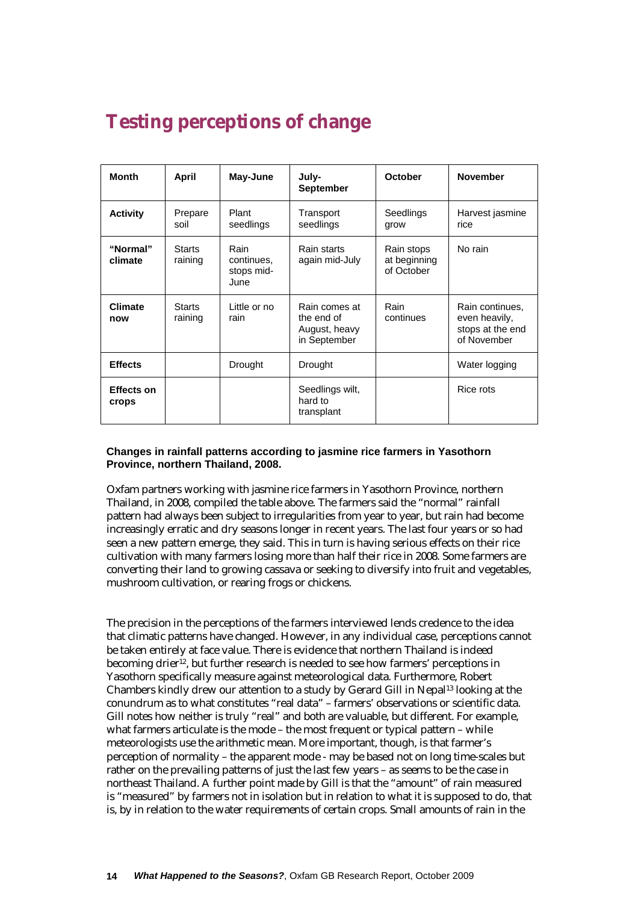# Testing perceptions of change

| Month | April | May-June | July-September | October | November |
|---|---|---|---|---|---|
| **Activity** | Prepare soil | Plant seedlings | Transport seedlings | Seedlings grow | Harvest jasmine rice |
| **"Normal" climate** | Starts raining | Rain continues, stops mid-June | Rain starts again mid-July | Rain stops at beginning of October | No rain |
| **Climate now** | Starts raining | Little or no rain | Rain comes at the end of August, heavy in September | Rain continues | Rain continues, even heavily, stops at the end of November |
| **Effects** | | Drought | Drought | | Water logging |
| **Effects on crops** | | | Seedlings wilt, hard to transplant | | Rice rots |

**Changes in rainfall patterns according to jasmine rice farmers in Yasothorn Province, northern Thailand, 2008.**

Oxfam partners working with jasmine rice farmers in Yasothorn Province, northern Thailand, in 2008, compiled the table above. The farmers said the "normal" rainfall pattern had always been subject to irregularities from year to year, but rain had become increasingly erratic and dry seasons longer in recent years. The last four years or so had seen a new pattern emerge, they said. This in turn is having serious effects on their rice cultivation with many farmers losing more than half their rice in 2008. Some farmers are converting their land to growing cassava or seeking to diversify into fruit and vegetables, mushroom cultivation, or rearing frogs or chickens.

The precision in the perceptions of the farmers interviewed lends credence to the idea that climatic patterns have changed. However, in any individual case, perceptions cannot be taken entirely at face value. There is evidence that northern Thailand is indeed becoming drier[12], but further research is needed to see how farmers' perceptions in Yasothorn specifically measure against meteorological data. Furthermore, Robert Chambers kindly drew our attention to a study by Gerard Gill in Nepal[13] looking at the conundrum as to what constitutes "real data" – farmers' observations or scientific data. Gill notes how neither is truly "real" and both are valuable, but different. For example, what farmers articulate is the mode – the most frequent or typical pattern – while meteorologists use the arithmetic mean. More important, though, is that farmer's perception of normality – the apparent mode - may be based not on long time-scales but rather on the prevailing patterns of just the last few years – as seems to be the case in northeast Thailand. A further point made by Gill is that the "amount" of rain measured is "measured" by farmers not in isolation but in relation to what it is supposed to do, that is, by in relation to the water requirements of certain crops. Small amounts of rain in the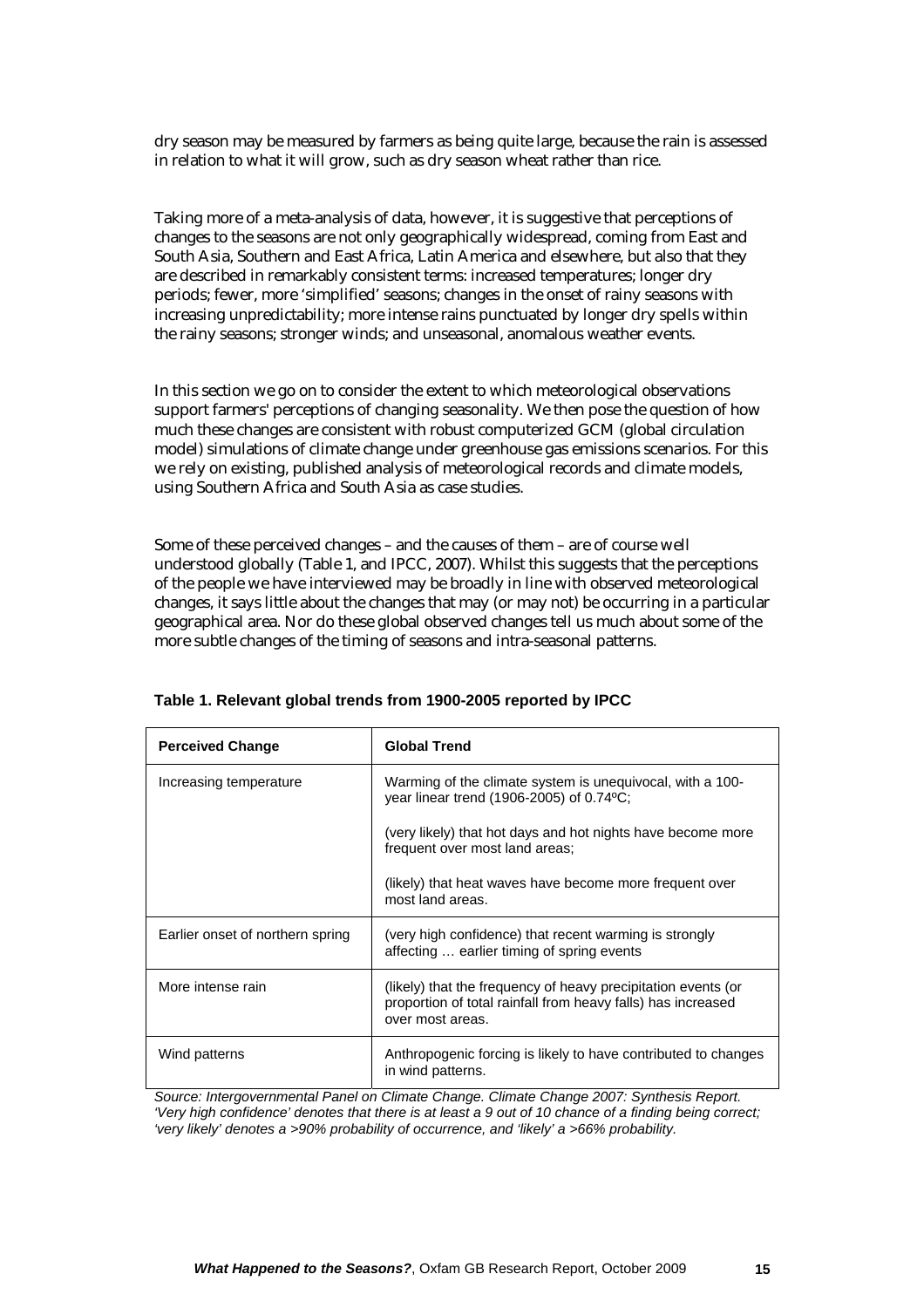dry season may be measured by farmers as being quite large, because the rain is assessed in relation to what it will grow, such as dry season wheat rather than rice.

Taking more of a meta-analysis of data, however, it is suggestive that perceptions of changes to the seasons are not only geographically widespread, coming from East and South Asia, Southern and East Africa, Latin America and elsewhere, but also that they are described in remarkably consistent terms: increased temperatures; longer dry periods; fewer, more 'simplified' seasons; changes in the onset of rainy seasons with increasing unpredictability; more intense rains punctuated by longer dry spells within the rainy seasons; stronger winds; and unseasonal, anomalous weather events.

In this section we go on to consider the extent to which meteorological observations support farmers' perceptions of changing seasonality. We then pose the question of how much these changes are consistent with robust computerized GCM (global circulation model) simulations of climate change under greenhouse gas emissions scenarios. For this we rely on existing, published analysis of meteorological records and climate models, using Southern Africa and South Asia as case studies.

Some of these perceived changes – and the causes of them – are of course well understood globally (Table 1, and IPCC, 2007). Whilst this suggests that the perceptions of the people we have interviewed may be broadly in line with observed meteorological changes, it says little about the changes that may (or may not) be occurring in a particular geographical area. Nor do these global observed changes tell us much about some of the more subtle changes of the timing of seasons and intra-seasonal patterns.

**Table 1. Relevant global trends from 1900-2005 reported by IPCC**

| Perceived Change | Global Trend |
|---|---|
| Increasing temperature | Warming of the climate system is unequivocal, with a 100-year linear trend (1906-2005) of 0.74ºC;<br><br>(very likely) that hot days and hot nights have become more frequent over most land areas;<br><br>(likely) that heat waves have become more frequent over most land areas. |
| Earlier onset of northern spring | (very high confidence) that recent warming is strongly affecting … earlier timing of spring events |
| More intense rain | (likely) that the frequency of heavy precipitation events (or proportion of total rainfall from heavy falls) has increased over most areas. |
| Wind patterns | Anthropogenic forcing is likely to have contributed to changes in wind patterns. |

*Source: Intergovernmental Panel on Climate Change. Climate Change 2007: Synthesis Report. 'Very high confidence' denotes that there is at least a 9 out of 10 chance of a finding being correct; 'very likely' denotes a >90% probability of occurrence, and 'likely' a >66% probability.*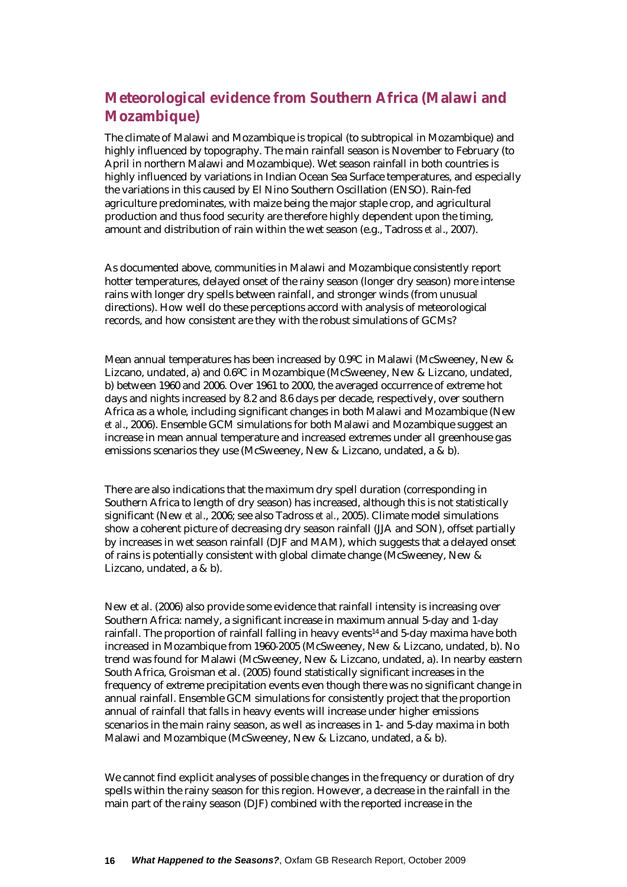## Meteorological evidence from Southern Africa (Malawi and Mozambique)

The climate of Malawi and Mozambique is tropical (to subtropical in Mozambique) and highly influenced by topography. The main rainfall season is November to February (to April in northern Malawi and Mozambique). Wet season rainfall in both countries is highly influenced by variations in Indian Ocean Sea Surface temperatures, and especially the variations in this caused by El Nino Southern Oscillation (ENSO). Rain-fed agriculture predominates, with maize being the major staple crop, and agricultural production and thus food security are therefore highly dependent upon the timing, amount and distribution of rain within the wet season (e.g., Tadross *et al*., 2007).

As documented above, communities in Malawi and Mozambique consistently report hotter temperatures, delayed onset of the rainy season (longer dry season) more intense rains with longer dry spells between rainfall, and stronger winds (from unusual directions). How well do these perceptions accord with analysis of meteorological records, and how consistent are they with the robust simulations of GCMs?

Mean annual temperatures has been increased by 0.9ºC in Malawi (McSweeney, New & Lizcano, undated, a) and 0.6ºC in Mozambique (McSweeney, New & Lizcano, undated, b) between 1960 and 2006. Over 1961 to 2000, the averaged occurrence of extreme hot days and nights increased by 8.2 and 8.6 days per decade, respectively, over southern Africa as a whole, including significant changes in both Malawi and Mozambique (New *et al*., 2006). Ensemble GCM simulations for both Malawi and Mozambique suggest an increase in mean annual temperature and increased extremes under all greenhouse gas emissions scenarios they use (McSweeney, New & Lizcano, undated, a & b).

There are also indications that the maximum dry spell duration (corresponding in Southern Africa to length of dry season) has increased, although this is not statistically significant (New *et al*., 2006; see also Tadross *et al*., 2005). Climate model simulations show a coherent picture of decreasing dry season rainfall (JJA and SON), offset partially by increases in wet season rainfall (DJF and MAM), which suggests that a delayed onset of rains is potentially consistent with global climate change (McSweeney, New & Lizcano, undated, a & b).

New et al. (2006) also provide some evidence that rainfall intensity is increasing over Southern Africa: namely, a significant increase in maximum annual 5-day and 1-day rainfall. The proportion of rainfall falling in heavy events[14] and 5-day maxima have both increased in Mozambique from 1960-2005 (McSweeney, New & Lizcano, undated, b). No trend was found for Malawi (McSweeney, New & Lizcano, undated, a). In nearby eastern South Africa, Groisman et al. (2005) found statistically significant increases in the frequency of extreme precipitation events even though there was no significant change in annual rainfall. Ensemble GCM simulations for consistently project that the proportion annual of rainfall that falls in heavy events will increase under higher emissions scenarios in the main rainy season, as well as increases in 1- and 5-day maxima in both Malawi and Mozambique (McSweeney, New & Lizcano, undated, a & b).

We cannot find explicit analyses of possible changes in the frequency or duration of dry spells within the rainy season for this region. However, a decrease in the rainfall in the main part of the rainy season (DJF) combined with the reported increase in the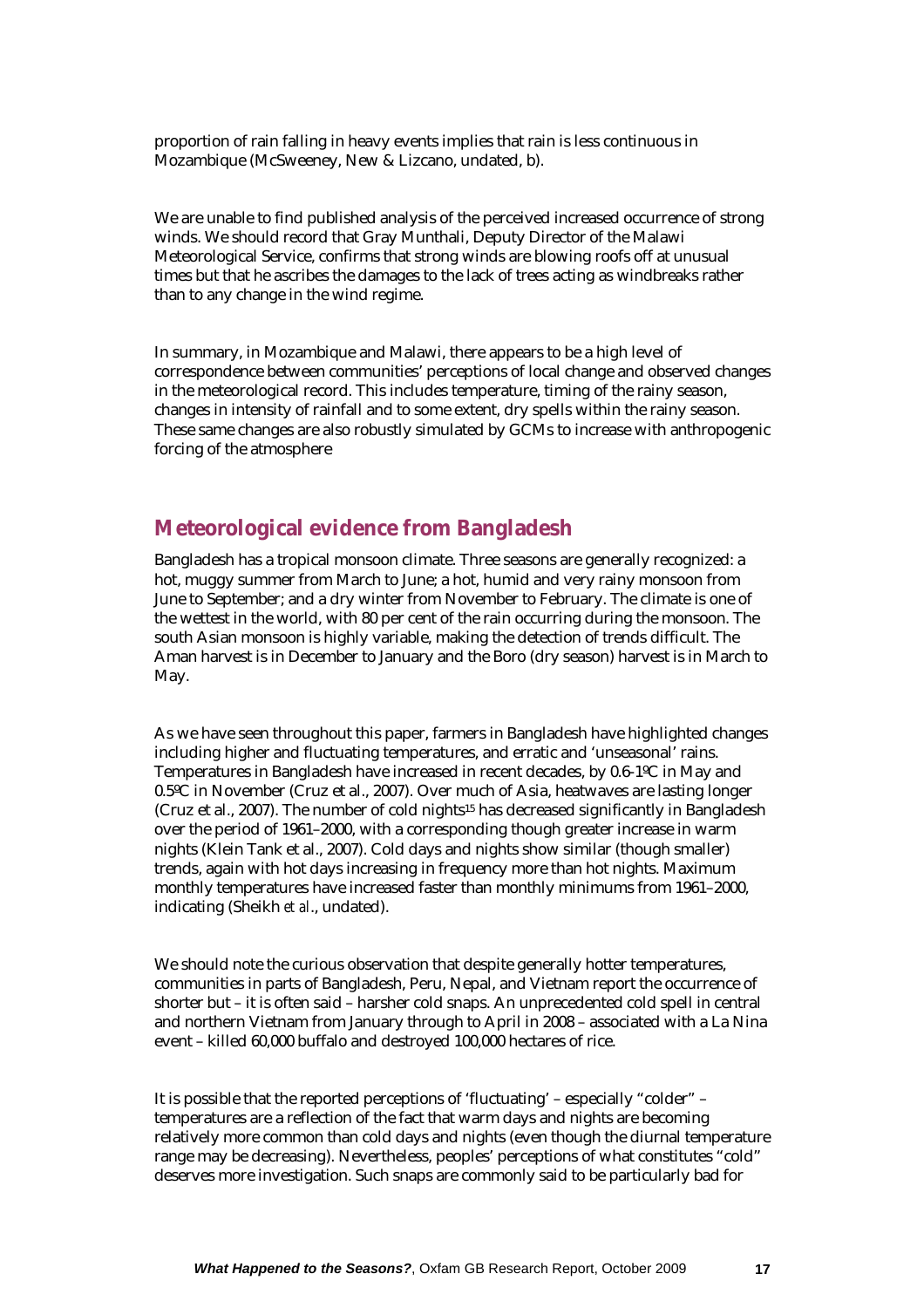proportion of rain falling in heavy events implies that rain is less continuous in Mozambique (McSweeney, New & Lizcano, undated, b).

We are unable to find published analysis of the perceived increased occurrence of strong winds. We should record that Gray Munthali, Deputy Director of the Malawi Meteorological Service, confirms that strong winds are blowing roofs off at unusual times but that he ascribes the damages to the lack of trees acting as windbreaks rather than to any change in the wind regime.

In summary, in Mozambique and Malawi, there appears to be a high level of correspondence between communities' perceptions of local change and observed changes in the meteorological record. This includes temperature, timing of the rainy season, changes in intensity of rainfall and to some extent, dry spells within the rainy season. These same changes are also robustly simulated by GCMs to increase with anthropogenic forcing of the atmosphere

## Meteorological evidence from Bangladesh

Bangladesh has a tropical monsoon climate. Three seasons are generally recognized: a hot, muggy summer from March to June; a hot, humid and very rainy monsoon from June to September; and a dry winter from November to February. The climate is one of the wettest in the world, with 80 per cent of the rain occurring during the monsoon. The south Asian monsoon is highly variable, making the detection of trends difficult. The Aman harvest is in December to January and the Boro (dry season) harvest is in March to May.

As we have seen throughout this paper, farmers in Bangladesh have highlighted changes including higher and fluctuating temperatures, and erratic and 'unseasonal' rains. Temperatures in Bangladesh have increased in recent decades, by 0.6-1ºC in May and 0.5ºC in November (Cruz et al., 2007). Over much of Asia, heatwaves are lasting longer (Cruz et al., 2007). The number of cold nights[15] has decreased significantly in Bangladesh over the period of 1961–2000, with a corresponding though greater increase in warm nights (Klein Tank et al., 2007). Cold days and nights show similar (though smaller) trends, again with hot days increasing in frequency more than hot nights. Maximum monthly temperatures have increased faster than monthly minimums from 1961–2000, indicating (Sheikh *et al*., undated).

We should note the curious observation that despite generally hotter temperatures, communities in parts of Bangladesh, Peru, Nepal, and Vietnam report the occurrence of shorter but – it is often said – harsher cold snaps. An unprecedented cold spell in central and northern Vietnam from January through to April in 2008 – associated with a La Nina event – killed 60,000 buffalo and destroyed 100,000 hectares of rice.

It is possible that the reported perceptions of 'fluctuating' – especially "colder" – temperatures are a reflection of the fact that warm days and nights are becoming relatively more common than cold days and nights (even though the diurnal temperature range may be decreasing). Nevertheless, peoples' perceptions of what constitutes "cold" deserves more investigation. Such snaps are commonly said to be particularly bad for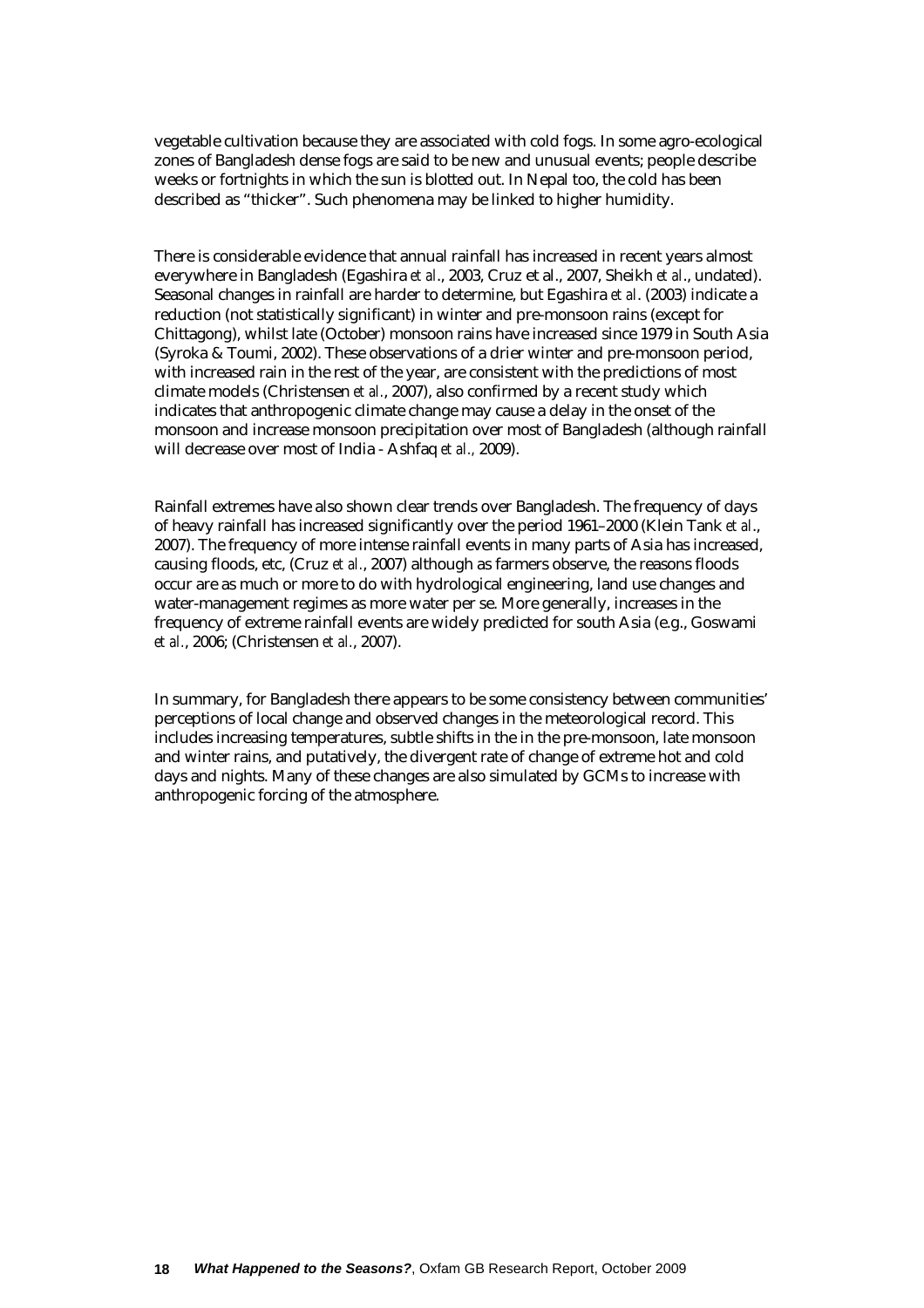vegetable cultivation because they are associated with cold fogs. In some agro-ecological zones of Bangladesh dense fogs are said to be new and unusual events; people describe weeks or fortnights in which the sun is blotted out. In Nepal too, the cold has been described as "thicker". Such phenomena may be linked to higher humidity.

There is considerable evidence that annual rainfall has increased in recent years almost everywhere in Bangladesh (Egashira *et al*., 2003, Cruz et al., 2007, Sheikh *et al*., undated). Seasonal changes in rainfall are harder to determine, but Egashira *et al*. (2003) indicate a reduction (not statistically significant) in winter and pre-monsoon rains (except for Chittagong), whilst late (October) monsoon rains have increased since 1979 in South Asia (Syroka & Toumi, 2002). These observations of a drier winter and pre-monsoon period, with increased rain in the rest of the year, are consistent with the predictions of most climate models (Christensen *et al*., 2007), also confirmed by a recent study which indicates that anthropogenic climate change may cause a delay in the onset of the monsoon and increase monsoon precipitation over most of Bangladesh (although rainfall will decrease over most of India - Ashfaq *et al.,* 2009).

Rainfall extremes have also shown clear trends over Bangladesh. The frequency of days of heavy rainfall has increased significantly over the period 1961–2000 (Klein Tank *et al*., 2007). The frequency of more intense rainfall events in many parts of Asia has increased, causing floods, etc, (Cruz *et al*., 2007) although as farmers observe, the reasons floods occur are as much or more to do with hydrological engineering, land use changes and water-management regimes as more water per se. More generally, increases in the frequency of extreme rainfall events are widely predicted for south Asia (e.g., Goswami *et al*., 2006; (Christensen *et al*., 2007).

In summary, for Bangladesh there appears to be some consistency between communities' perceptions of local change and observed changes in the meteorological record. This includes increasing temperatures, subtle shifts in the in the pre-monsoon, late monsoon and winter rains, and putatively, the divergent rate of change of extreme hot and cold days and nights. Many of these changes are also simulated by GCMs to increase with anthropogenic forcing of the atmosphere.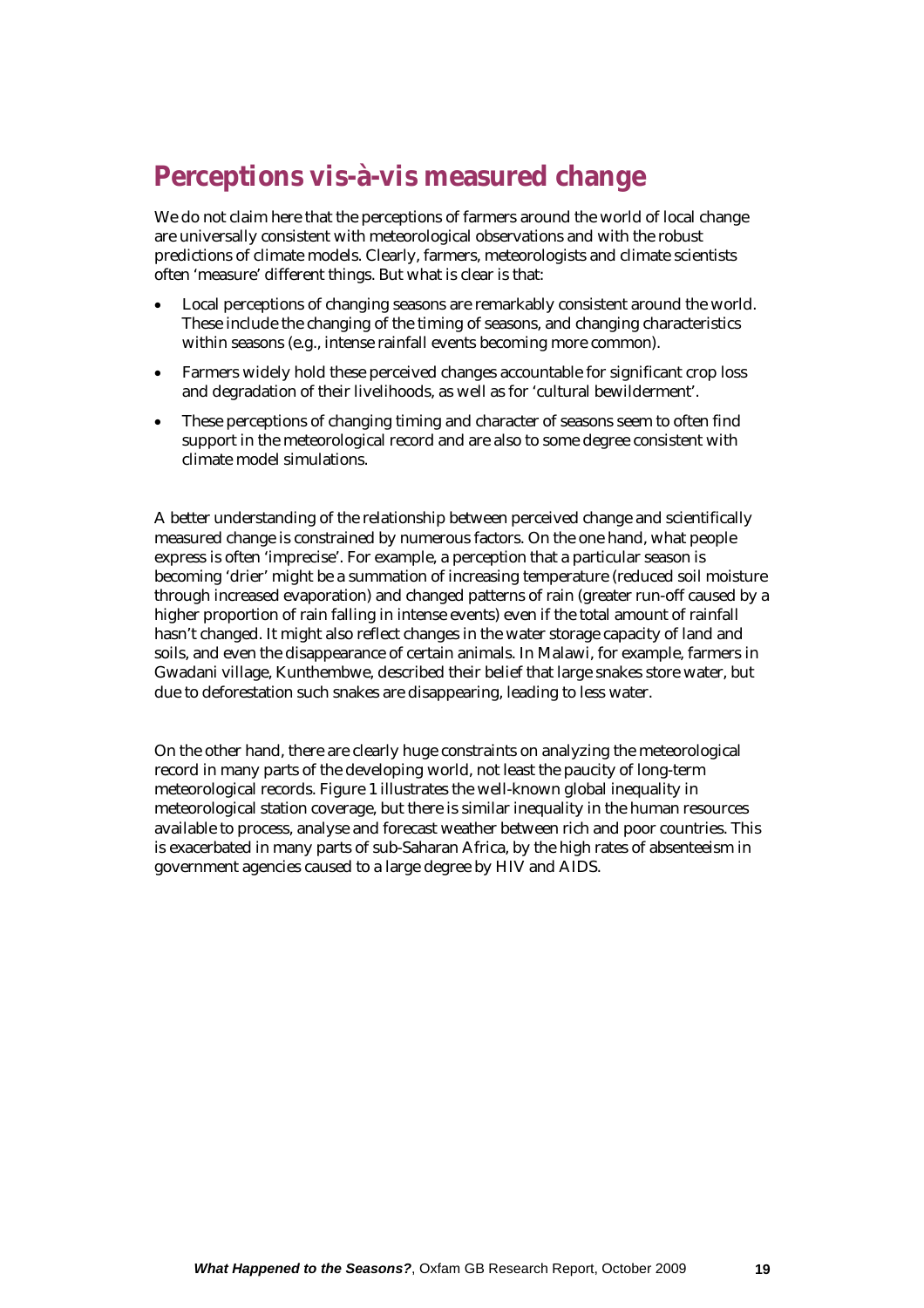## Perceptions vis-à-vis measured change

We do not claim here that the perceptions of farmers around the world of local change are universally consistent with meteorological observations and with the robust predictions of climate models. Clearly, farmers, meteorologists and climate scientists often 'measure' different things. But what is clear is that:

- Local perceptions of changing seasons are remarkably consistent around the world. These include the changing of the timing of seasons, and changing characteristics within seasons (e.g., intense rainfall events becoming more common).
- Farmers widely hold these perceived changes accountable for significant crop loss and degradation of their livelihoods, as well as for 'cultural bewilderment'.
- These perceptions of changing timing and character of seasons seem to often find support in the meteorological record and are also to some degree consistent with climate model simulations.

A better understanding of the relationship between perceived change and scientifically measured change is constrained by numerous factors. On the one hand, what people express is often 'imprecise'. For example, a perception that a particular season is becoming 'drier' might be a summation of increasing temperature (reduced soil moisture through increased evaporation) and changed patterns of rain (greater run-off caused by a higher proportion of rain falling in intense events) even if the total amount of rainfall hasn't changed. It might also reflect changes in the water storage capacity of land and soils, and even the disappearance of certain animals. In Malawi, for example, farmers in Gwadani village, Kunthembwe, described their belief that large snakes store water, but due to deforestation such snakes are disappearing, leading to less water.

On the other hand, there are clearly huge constraints on analyzing the meteorological record in many parts of the developing world, not least the paucity of long-term meteorological records. Figure 1 illustrates the well-known global inequality in meteorological station coverage, but there is similar inequality in the human resources available to process, analyse and forecast weather between rich and poor countries. This is exacerbated in many parts of sub-Saharan Africa, by the high rates of absenteeism in government agencies caused to a large degree by HIV and AIDS.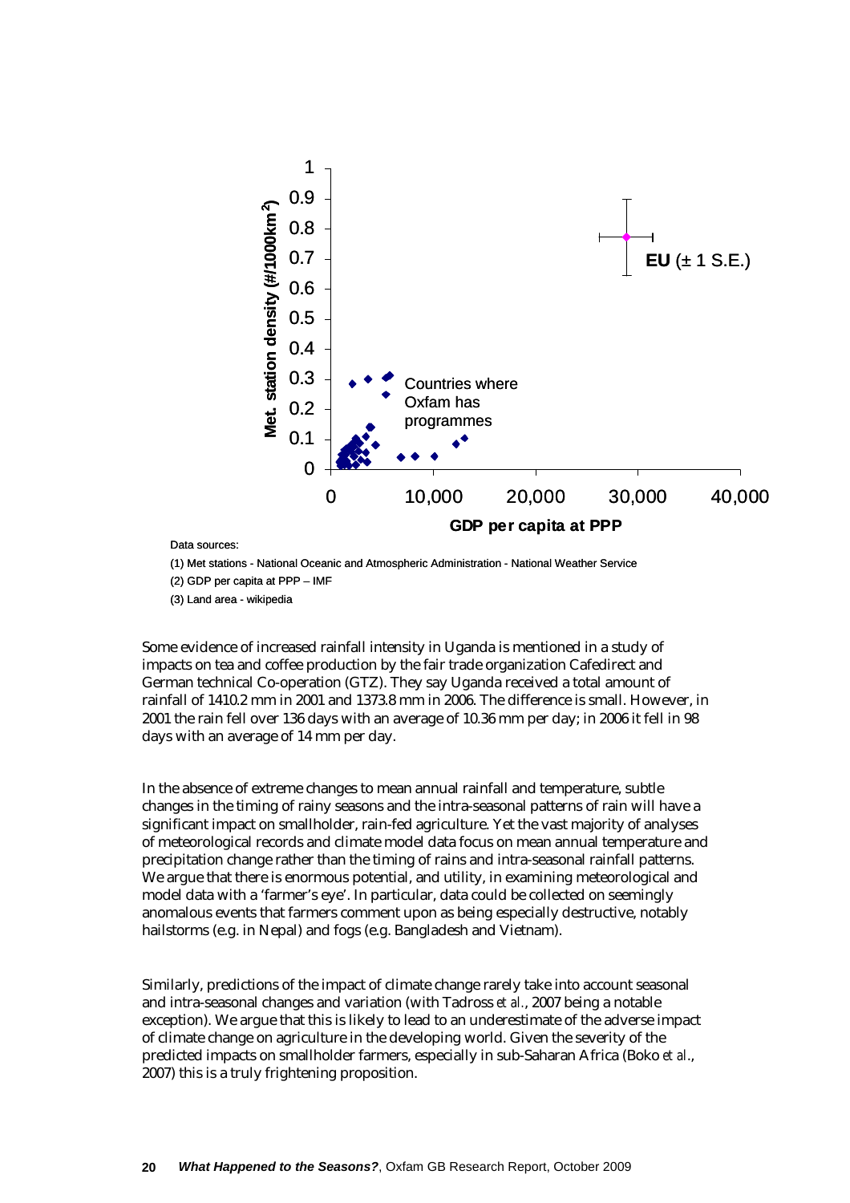Data sources:

(1) Met stations - National Oceanic and Atmospheric Administration - National Weather Service

(2) GDP per capita at PPP – IMF

(3) Land area - wikipedia

Some evidence of increased rainfall intensity in Uganda is mentioned in a study of impacts on tea and coffee production by the fair trade organization Cafedirect and German technical Co-operation (GTZ). They say Uganda received a total amount of rainfall of 1410.2 mm in 2001 and 1373.8 mm in 2006. The difference is small. However, in 2001 the rain fell over 136 days with an average of 10.36 mm per day; in 2006 it fell in 98 days with an average of 14 mm per day.

In the absence of extreme changes to mean annual rainfall and temperature, subtle changes in the timing of rainy seasons and the intra-seasonal patterns of rain will have a significant impact on smallholder, rain-fed agriculture. Yet the vast majority of analyses of meteorological records and climate model data focus on mean annual temperature and precipitation change rather than the timing of rains and intra-seasonal rainfall patterns. We argue that there is enormous potential, and utility, in examining meteorological and model data with a 'farmer's eye'. In particular, data could be collected on seemingly anomalous events that farmers comment upon as being especially destructive, notably hailstorms (e.g. in Nepal) and fogs (e.g. Bangladesh and Vietnam).

Similarly, predictions of the impact of climate change rarely take into account seasonal and intra-seasonal changes and variation (with Tadross *et al.*, 2007 being a notable exception). We argue that this is likely to lead to an underestimate of the adverse impact of climate change on agriculture in the developing world. Given the severity of the predicted impacts on smallholder farmers, especially in sub-Saharan Africa (Boko *et al.*, 2007) this is a truly frightening proposition.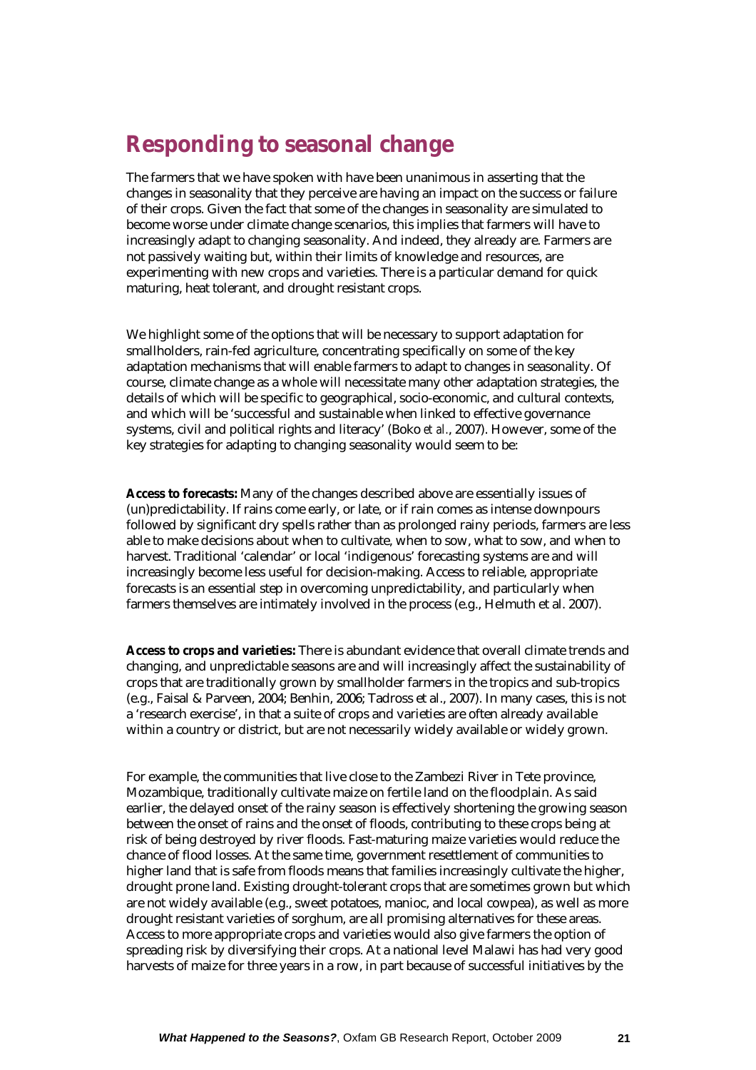## Responding to seasonal change

The farmers that we have spoken with have been unanimous in asserting that the changes in seasonality that they perceive are having an impact on the success or failure of their crops. Given the fact that some of the changes in seasonality are simulated to become worse under climate change scenarios, this implies that farmers will have to increasingly adapt to changing seasonality. And indeed, they already are. Farmers are not passively waiting but, within their limits of knowledge and resources, are experimenting with new crops and varieties. There is a particular demand for quick maturing, heat tolerant, and drought resistant crops.

We highlight some of the options that will be necessary to support adaptation for smallholders, rain-fed agriculture, concentrating specifically on some of the key adaptation mechanisms that will enable farmers to adapt to changes in seasonality. Of course, climate change as a whole will necessitate many other adaptation strategies, the details of which will be specific to geographical, socio-economic, and cultural contexts, and which will be 'successful and sustainable when linked to effective governance systems, civil and political rights and literacy' (Boko *et al.*, 2007). However, some of the key strategies for adapting to changing seasonality would seem to be:

**Access to forecasts:** Many of the changes described above are essentially issues of (un)predictability. If rains come early, or late, or if rain comes as intense downpours followed by significant dry spells rather than as prolonged rainy periods, farmers are less able to make decisions about when to cultivate, when to sow, what to sow, and when to harvest. Traditional 'calendar' or local 'indigenous' forecasting systems are and will increasingly become less useful for decision-making. Access to reliable, appropriate forecasts is an essential step in overcoming unpredictability, and particularly when farmers themselves are intimately involved in the process (e.g., Helmuth et al. 2007).

**Access to crops and varieties:** There is abundant evidence that overall climate trends and changing, and unpredictable seasons are and will increasingly affect the sustainability of crops that are traditionally grown by smallholder farmers in the tropics and sub-tropics (e.g., Faisal & Parveen, 2004; Benhin, 2006; Tadross et al., 2007). In many cases, this is not a 'research exercise', in that a suite of crops and varieties are often already available within a country or district, but are not necessarily widely available or widely grown.

For example, the communities that live close to the Zambezi River in Tete province, Mozambique, traditionally cultivate maize on fertile land on the floodplain. As said earlier, the delayed onset of the rainy season is effectively shortening the growing season between the onset of rains and the onset of floods, contributing to these crops being at risk of being destroyed by river floods. Fast-maturing maize varieties would reduce the chance of flood losses. At the same time, government resettlement of communities to higher land that is safe from floods means that families increasingly cultivate the higher, drought prone land. Existing drought-tolerant crops that are sometimes grown but which are not widely available (e.g., sweet potatoes, manioc, and local cowpea), as well as more drought resistant varieties of sorghum, are all promising alternatives for these areas. Access to more appropriate crops and varieties would also give farmers the option of spreading risk by diversifying their crops. At a national level Malawi has had very good harvests of maize for three years in a row, in part because of successful initiatives by the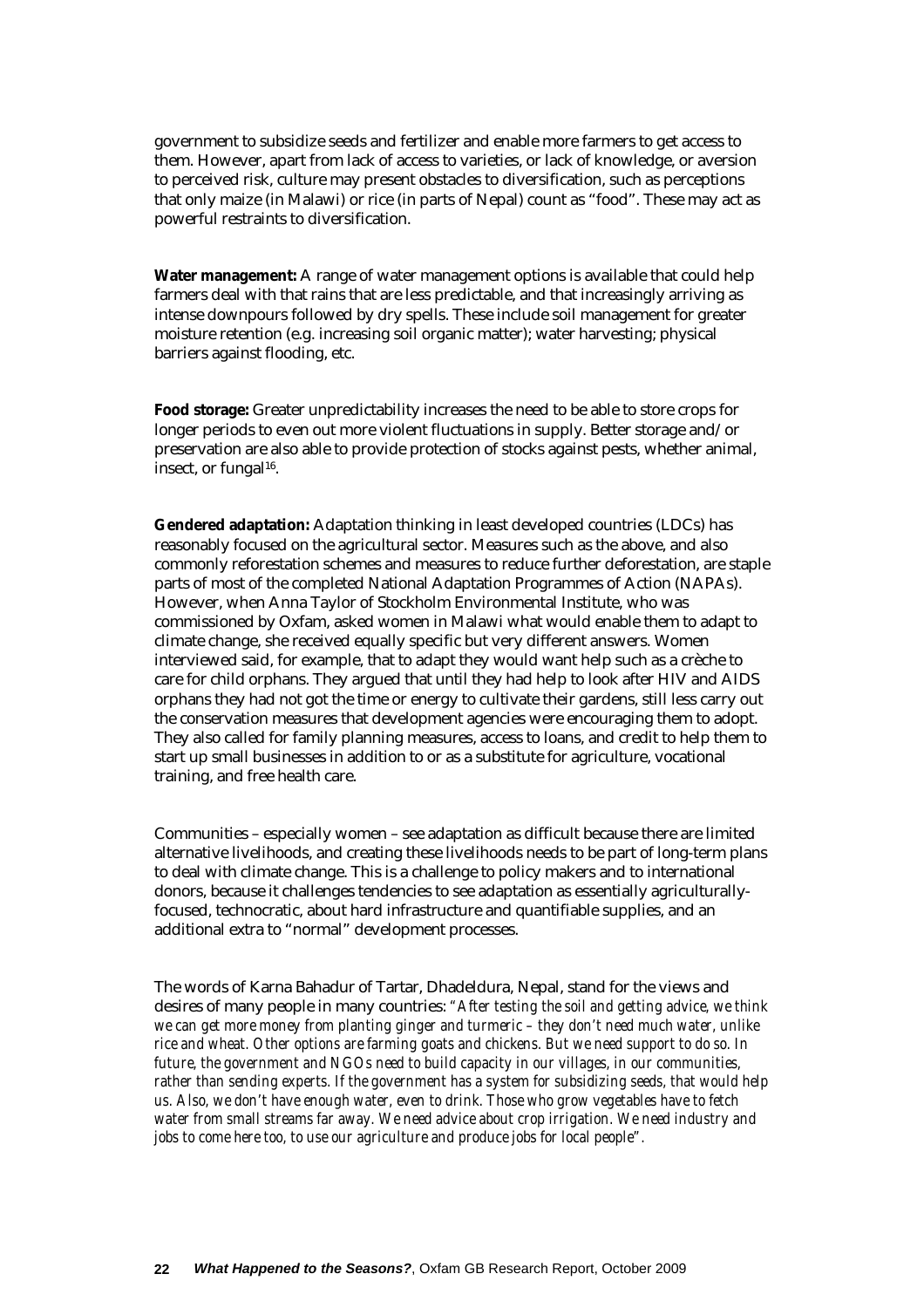government to subsidize seeds and fertilizer and enable more farmers to get access to them. However, apart from lack of access to varieties, or lack of knowledge, or aversion to perceived risk, culture may present obstacles to diversification, such as perceptions that only maize (in Malawi) or rice (in parts of Nepal) count as "food". These may act as powerful restraints to diversification.

**Water management:** A range of water management options is available that could help farmers deal with that rains that are less predictable, and that increasingly arriving as intense downpours followed by dry spells. These include soil management for greater moisture retention (e.g. increasing soil organic matter); water harvesting; physical barriers against flooding, etc.

**Food storage:** Greater unpredictability increases the need to be able to store crops for longer periods to even out more violent fluctuations in supply. Better storage and/or preservation are also able to provide protection of stocks against pests, whether animal, insect, or fungal[16].

**Gendered adaptation:** Adaptation thinking in least developed countries (LDCs) has reasonably focused on the agricultural sector. Measures such as the above, and also commonly reforestation schemes and measures to reduce further deforestation, are staple parts of most of the completed National Adaptation Programmes of Action (NAPAs). However, when Anna Taylor of Stockholm Environmental Institute, who was commissioned by Oxfam, asked women in Malawi what would enable them to adapt to climate change, she received equally specific but very different answers. Women interviewed said, for example, that to adapt they would want help such as a crèche to care for child orphans. They argued that until they had help to look after HIV and AIDS orphans they had not got the time or energy to cultivate their gardens, still less carry out the conservation measures that development agencies were encouraging them to adopt. They also called for family planning measures, access to loans, and credit to help them to start up small businesses in addition to or as a substitute for agriculture, vocational training, and free health care.

Communities – especially women – see adaptation as difficult because there are limited alternative livelihoods, and creating these livelihoods needs to be part of long-term plans to deal with climate change. This is a challenge to policy makers and to international donors, because it challenges tendencies to see adaptation as essentially agriculturally-focused, technocratic, about hard infrastructure and quantifiable supplies, and an additional extra to "normal" development processes.

The words of Karna Bahadur of Tartar, Dhadeldura, Nepal, stand for the views and desires of many people in many countries: *"After testing the soil and getting advice, we think we can get more money from planting ginger and turmeric – they don't need much water, unlike rice and wheat. Other options are farming goats and chickens. But we need support to do so. In future, the government and NGOs need to build capacity in our villages, in our communities, rather than sending experts. If the government has a system for subsidizing seeds, that would help us. Also, we don't have enough water, even to drink. Those who grow vegetables have to fetch water from small streams far away. We need advice about crop irrigation. We need industry and jobs to come here too, to use our agriculture and produce jobs for local people".*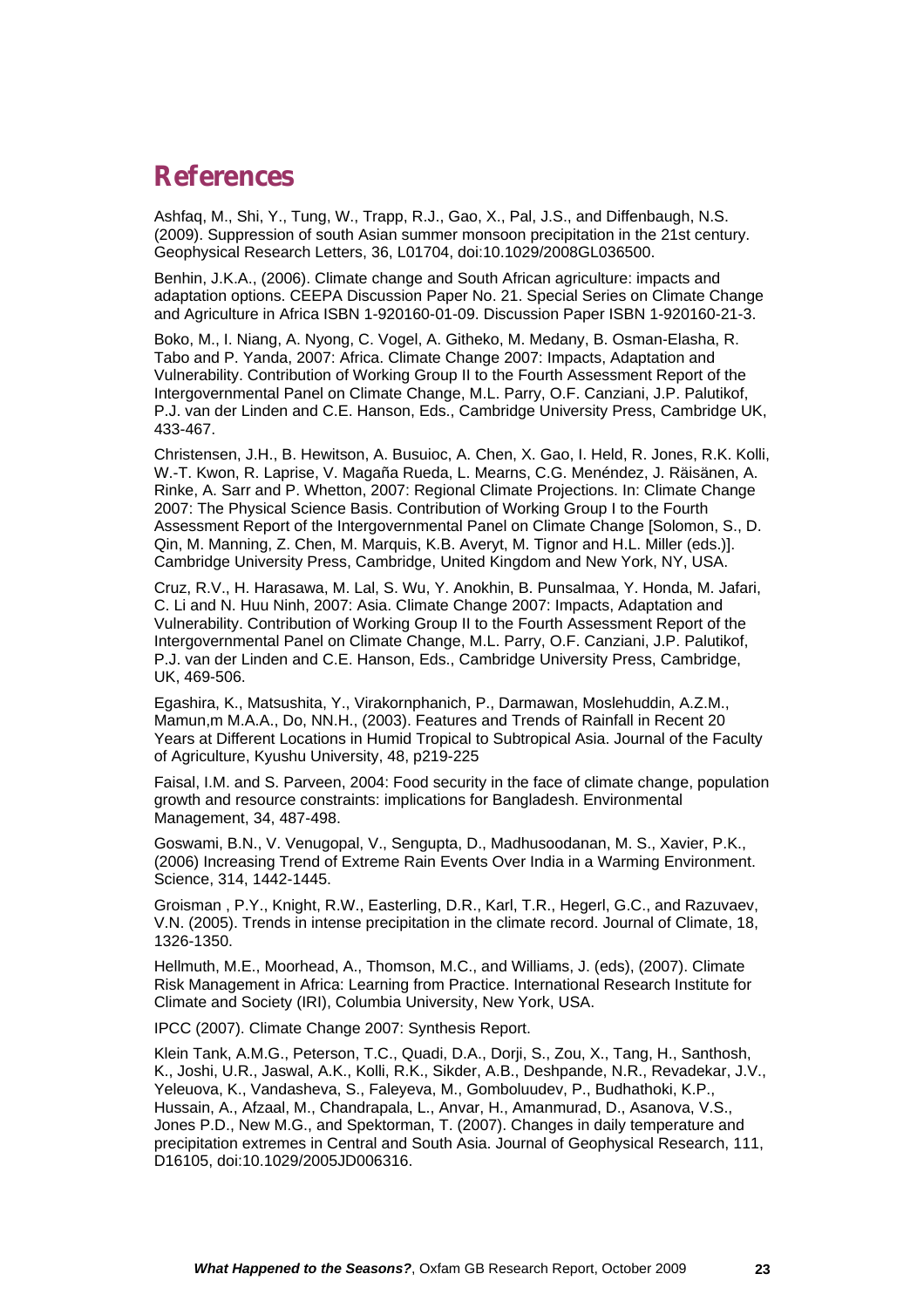# References

Ashfaq, M., Shi, Y., Tung, W., Trapp, R.J., Gao, X., Pal, J.S., and Diffenbaugh, N.S. (2009). Suppression of south Asian summer monsoon precipitation in the 21st century. Geophysical Research Letters, 36, L01704, doi:10.1029/2008GL036500.

Benhin, J.K.A., (2006). Climate change and South African agriculture: impacts and adaptation options. CEEPA Discussion Paper No. 21. Special Series on Climate Change and Agriculture in Africa ISBN 1-920160-01-09. Discussion Paper ISBN 1-920160-21-3.

Boko, M., I. Niang, A. Nyong, C. Vogel, A. Githeko, M. Medany, B. Osman-Elasha, R. Tabo and P. Yanda, 2007: Africa. Climate Change 2007: Impacts, Adaptation and Vulnerability. Contribution of Working Group II to the Fourth Assessment Report of the Intergovernmental Panel on Climate Change, M.L. Parry, O.F. Canziani, J.P. Palutikof, P.J. van der Linden and C.E. Hanson, Eds., Cambridge University Press, Cambridge UK, 433-467.

Christensen, J.H., B. Hewitson, A. Busuioc, A. Chen, X. Gao, I. Held, R. Jones, R.K. Kolli, W.-T. Kwon, R. Laprise, V. Magaña Rueda, L. Mearns, C.G. Menéndez, J. Räisänen, A. Rinke, A. Sarr and P. Whetton, 2007: Regional Climate Projections. In: Climate Change 2007: The Physical Science Basis. Contribution of Working Group I to the Fourth Assessment Report of the Intergovernmental Panel on Climate Change [Solomon, S., D. Qin, M. Manning, Z. Chen, M. Marquis, K.B. Averyt, M. Tignor and H.L. Miller (eds.)]. Cambridge University Press, Cambridge, United Kingdom and New York, NY, USA.

Cruz, R.V., H. Harasawa, M. Lal, S. Wu, Y. Anokhin, B. Punsalmaa, Y. Honda, M. Jafari, C. Li and N. Huu Ninh, 2007: Asia. Climate Change 2007: Impacts, Adaptation and Vulnerability. Contribution of Working Group II to the Fourth Assessment Report of the Intergovernmental Panel on Climate Change, M.L. Parry, O.F. Canziani, J.P. Palutikof, P.J. van der Linden and C.E. Hanson, Eds., Cambridge University Press, Cambridge, UK, 469-506.

Egashira, K., Matsushita, Y., Virakornphanich, P., Darmawan, Moslehuddin, A.Z.M., Mamun,m M.A.A., Do, NN.H., (2003). Features and Trends of Rainfall in Recent 20 Years at Different Locations in Humid Tropical to Subtropical Asia. Journal of the Faculty of Agriculture, Kyushu University, 48, p219-225

Faisal, I.M. and S. Parveen, 2004: Food security in the face of climate change, population growth and resource constraints: implications for Bangladesh. Environmental Management, 34, 487-498.

Goswami, B.N., V. Venugopal, V., Sengupta, D., Madhusoodanan, M. S., Xavier, P.K., (2006) Increasing Trend of Extreme Rain Events Over India in a Warming Environment. Science, 314, 1442-1445.

Groisman , P.Y., Knight, R.W., Easterling, D.R., Karl, T.R., Hegerl, G.C., and Razuvaev, V.N. (2005). Trends in intense precipitation in the climate record. Journal of Climate, 18, 1326-1350.

Hellmuth, M.E., Moorhead, A., Thomson, M.C., and Williams, J. (eds), (2007). Climate Risk Management in Africa: Learning from Practice. International Research Institute for Climate and Society (IRI), Columbia University, New York, USA.

IPCC (2007). Climate Change 2007: Synthesis Report.

Klein Tank, A.M.G., Peterson, T.C., Quadi, D.A., Dorji, S., Zou, X., Tang, H., Santhosh, K., Joshi, U.R., Jaswal, A.K., Kolli, R.K., Sikder, A.B., Deshpande, N.R., Revadekar, J.V., Yeleuova, K., Vandasheva, S., Faleyeva, M., Gomboluudev, P., Budhathoki, K.P., Hussain, A., Afzaal, M., Chandrapala, L., Anvar, H., Amanmurad, D., Asanova, V.S., Jones P.D., New M.G., and Spektorman, T. (2007). Changes in daily temperature and precipitation extremes in Central and South Asia. Journal of Geophysical Research, 111, D16105, doi:10.1029/2005JD006316.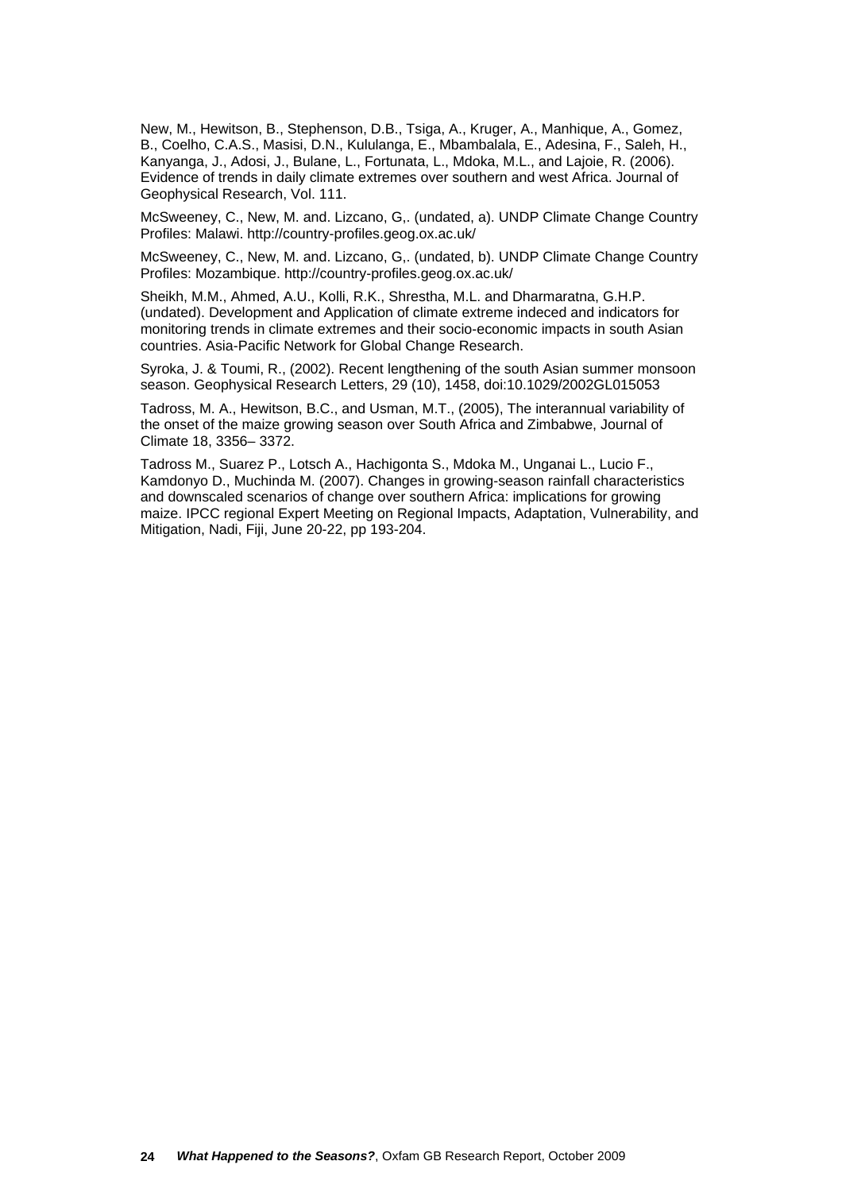New, M., Hewitson, B., Stephenson, D.B., Tsiga, A., Kruger, A., Manhique, A., Gomez, B., Coelho, C.A.S., Masisi, D.N., Kululanga, E., Mbambalala, E., Adesina, F., Saleh, H., Kanyanga, J., Adosi, J., Bulane, L., Fortunata, L., Mdoka, M.L., and Lajoie, R. (2006). Evidence of trends in daily climate extremes over southern and west Africa. Journal of Geophysical Research, Vol. 111.

McSweeney, C., New, M. and. Lizcano, G,. (undated, a). UNDP Climate Change Country Profiles: Malawi. http://country-profiles.geog.ox.ac.uk/

McSweeney, C., New, M. and. Lizcano, G,. (undated, b). UNDP Climate Change Country Profiles: Mozambique. http://country-profiles.geog.ox.ac.uk/

Sheikh, M.M., Ahmed, A.U., Kolli, R.K., Shrestha, M.L. and Dharmaratna, G.H.P. (undated). Development and Application of climate extreme indeced and indicators for monitoring trends in climate extremes and their socio-economic impacts in south Asian countries. Asia-Pacific Network for Global Change Research.

Syroka, J. & Toumi, R., (2002). Recent lengthening of the south Asian summer monsoon season. Geophysical Research Letters, 29 (10), 1458, doi:10.1029/2002GL015053

Tadross, M. A., Hewitson, B.C., and Usman, M.T., (2005), The interannual variability of the onset of the maize growing season over South Africa and Zimbabwe, Journal of Climate 18, 3356– 3372.

Tadross M., Suarez P., Lotsch A., Hachigonta S., Mdoka M., Unganai L., Lucio F., Kamdonyo D., Muchinda M. (2007). Changes in growing-season rainfall characteristics and downscaled scenarios of change over southern Africa: implications for growing maize. IPCC regional Expert Meeting on Regional Impacts, Adaptation, Vulnerability, and Mitigation, Nadi, Fiji, June 20-22, pp 193-204.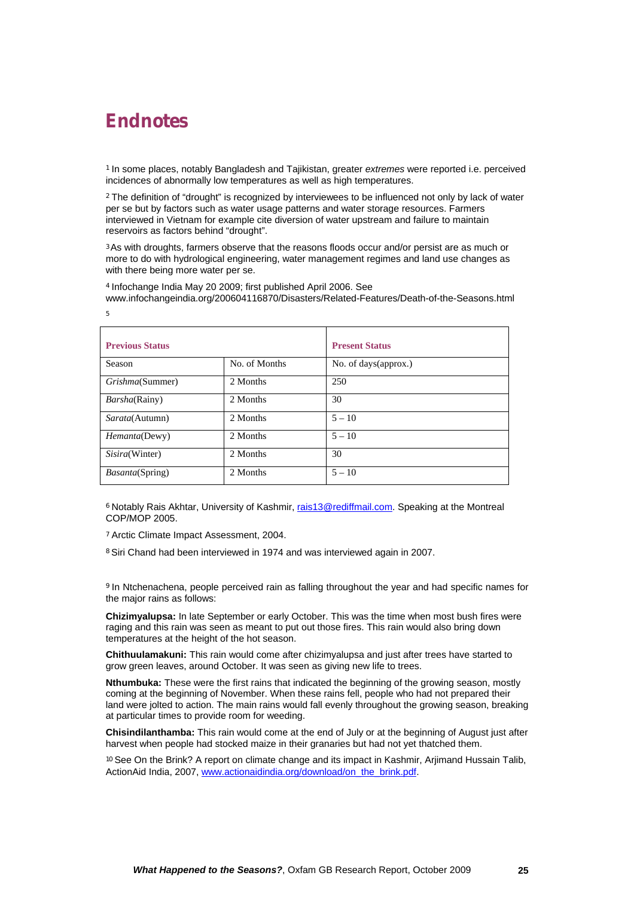# Endnotes

[1] In some places, notably Bangladesh and Tajikistan, greater *extremes* were reported i.e. perceived incidences of abnormally low temperatures as well as high temperatures.

[2] The definition of "drought" is recognized by interviewees to be influenced not only by lack of water per se but by factors such as water usage patterns and water storage resources. Farmers interviewed in Vietnam for example cite diversion of water upstream and failure to maintain reservoirs as factors behind "drought".

[3] As with droughts, farmers observe that the reasons floods occur and/or persist are as much or more to do with hydrological engineering, water management regimes and land use changes as with there being more water per se.

[4] Infochange India May 20 2009; first published April 2006. See www.infochangeindia.org/200604116870/Disasters/Related-Features/Death-of-the-Seasons.html

[5]

| **Previous Status** | | **Present Status** |
|---|---|---|
| Season | No. of Months | No. of days(approx.) |
| *Grishma*(Summer) | 2 Months | 250 |
| *Barsha*(Rainy) | 2 Months | 30 |
| *Sarata*(Autumn) | 2 Months | 5 – 10 |
| *Hemanta*(Dewy) | 2 Months | 5 – 10 |
| *Sisira*(Winter) | 2 Months | 30 |
| *Basanta*(Spring) | 2 Months | 5 – 10 |

[6] Notably Rais Akhtar, University of Kashmir, rais13@rediffmail.com. Speaking at the Montreal COP/MOP 2005.

[7] Arctic Climate Impact Assessment, 2004.

[8] Siri Chand had been interviewed in 1974 and was interviewed again in 2007.

[9] In Ntchenachena, people perceived rain as falling throughout the year and had specific names for the major rains as follows:

**Chizimyalupsa:** In late September or early October. This was the time when most bush fires were raging and this rain was seen as meant to put out those fires. This rain would also bring down temperatures at the height of the hot season.

**Chithuulamakuni:** This rain would come after chizimyalupsa and just after trees have started to grow green leaves, around October. It was seen as giving new life to trees.

**Nthumbuka:** These were the first rains that indicated the beginning of the growing season, mostly coming at the beginning of November. When these rains fell, people who had not prepared their land were jolted to action. The main rains would fall evenly throughout the growing season, breaking at particular times to provide room for weeding.

**Chisindilanthamba:** This rain would come at the end of July or at the beginning of August just after harvest when people had stocked maize in their granaries but had not yet thatched them.

[10] See On the Brink? A report on climate change and its impact in Kashmir, Arjimand Hussain Talib, ActionAid India, 2007, www.actionaidindia.org/download/on_the_brink.pdf.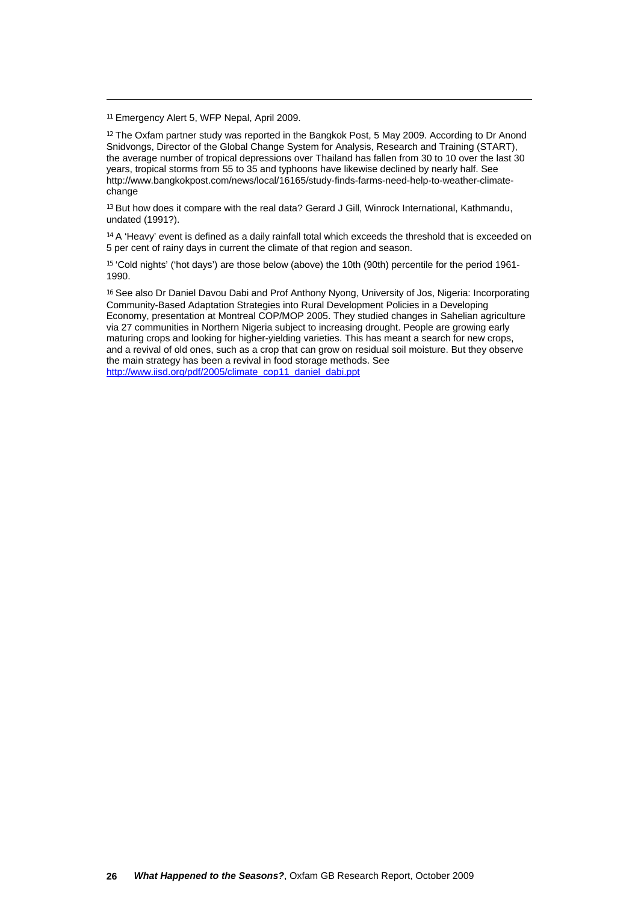[11] Emergency Alert 5, WFP Nepal, April 2009.

[12] The Oxfam partner study was reported in the Bangkok Post, 5 May 2009. According to Dr Anond Snidvongs, Director of the Global Change System for Analysis, Research and Training (START), the average number of tropical depressions over Thailand has fallen from 30 to 10 over the last 30 years, tropical storms from 55 to 35 and typhoons have likewise declined by nearly half. See http://www.bangkokpost.com/news/local/16165/study-finds-farms-need-help-to-weather-climate-change

[13] But how does it compare with the real data? Gerard J Gill, Winrock International, Kathmandu, undated (1991?).

[14] A 'Heavy' event is defined as a daily rainfall total which exceeds the threshold that is exceeded on 5 per cent of rainy days in current the climate of that region and season.

[15] 'Cold nights' ('hot days') are those below (above) the 10th (90th) percentile for the period 1961-1990.

[16] See also Dr Daniel Davou Dabi and Prof Anthony Nyong, University of Jos, Nigeria: Incorporating Community-Based Adaptation Strategies into Rural Development Policies in a Developing Economy, presentation at Montreal COP/MOP 2005. They studied changes in Sahelian agriculture via 27 communities in Northern Nigeria subject to increasing drought. People are growing early maturing crops and looking for higher-yielding varieties. This has meant a search for new crops, and a revival of old ones, such as a crop that can grow on residual soil moisture. But they observe the main strategy has been a revival in food storage methods. See http://www.iisd.org/pdf/2005/climate_cop11_daniel_dabi.ppt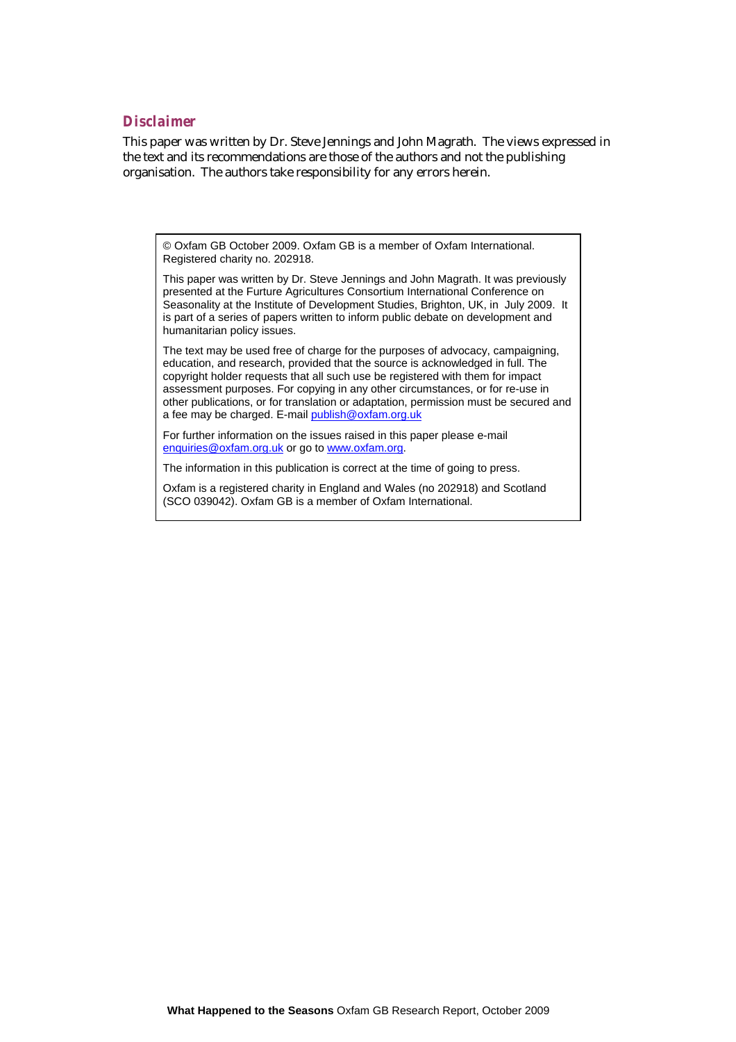## Disclaimer

This paper was written by Dr. Steve Jennings and John Magrath. The views expressed in the text and its recommendations are those of the authors and not the publishing organisation. The authors take responsibility for any errors herein.

© Oxfam GB October 2009. Oxfam GB is a member of Oxfam International. Registered charity no. 202918.

This paper was written by Dr. Steve Jennings and John Magrath. It was previously presented at the Furture Agricultures Consortium International Conference on Seasonality at the Institute of Development Studies, Brighton, UK, in July 2009. It is part of a series of papers written to inform public debate on development and humanitarian policy issues.

The text may be used free of charge for the purposes of advocacy, campaigning, education, and research, provided that the source is acknowledged in full. The copyright holder requests that all such use be registered with them for impact assessment purposes. For copying in any other circumstances, or for re-use in other publications, or for translation or adaptation, permission must be secured and a fee may be charged. E-mail publish@oxfam.org.uk

For further information on the issues raised in this paper please e-mail enquiries@oxfam.org.uk or go to www.oxfam.org.

The information in this publication is correct at the time of going to press.

Oxfam is a registered charity in England and Wales (no 202918) and Scotland (SCO 039042). Oxfam GB is a member of Oxfam International.